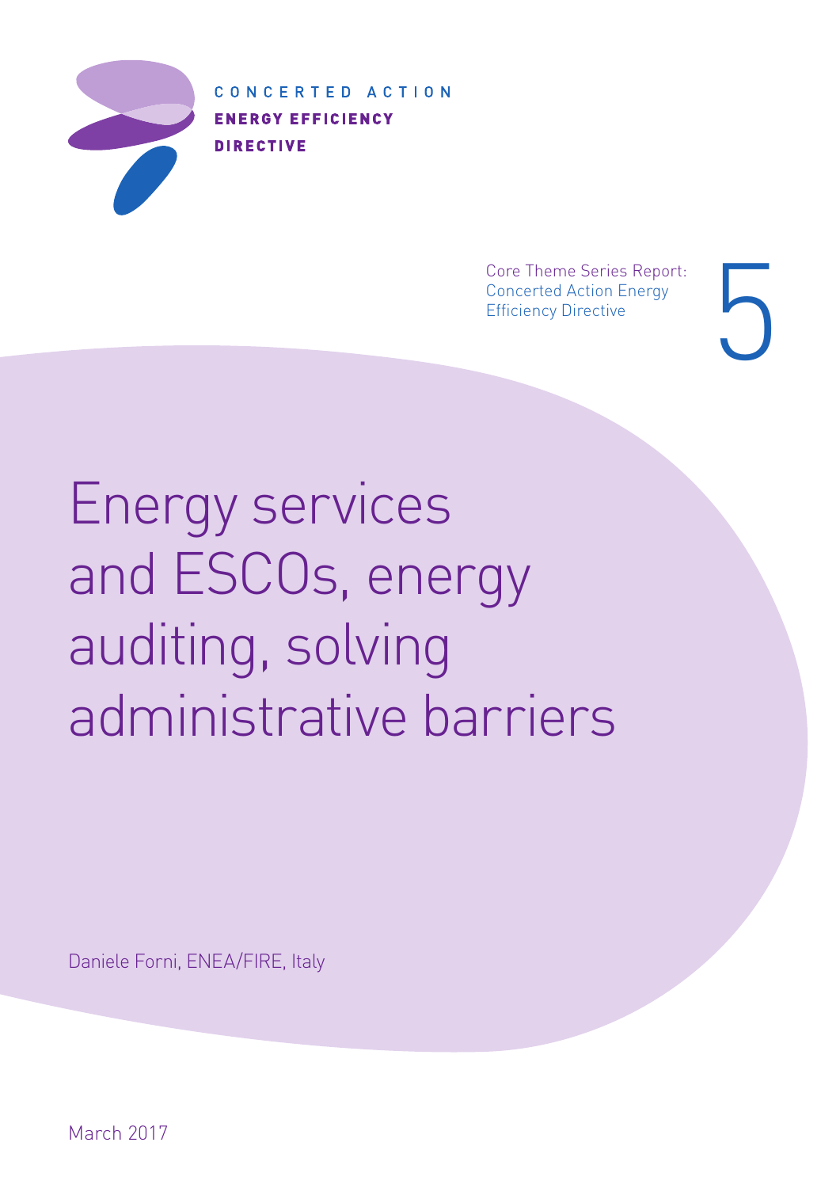CONCERTED ACTION
**ENERGY EFFICIENCY**
**DIRECTIVE**

Core Theme Series Report:
Concerted Action Energy
Efficiency Directive

5

# Energy services and ESCOs, energy auditing, solving administrative barriers

Daniele Forni, ENEA/FIRE, Italy

March 2017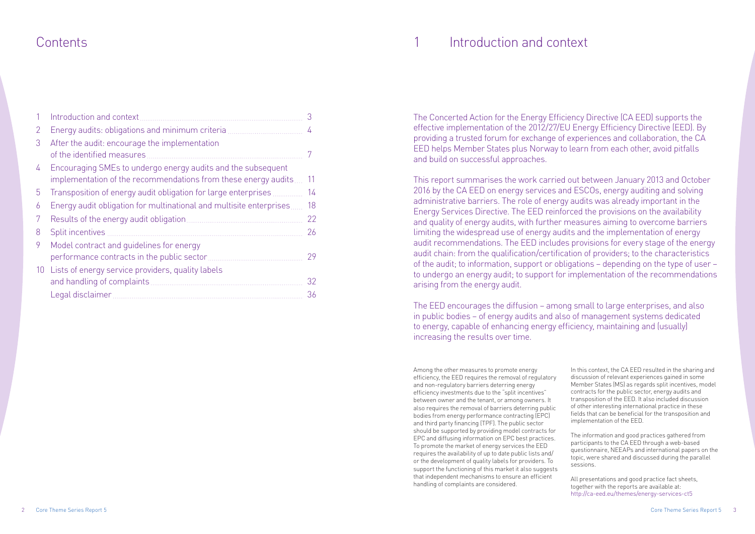# Contents

| | | |
|---|---|---|
| 1 | Introduction and context | 3 |
| 2 | Energy audits: obligations and minimum criteria | 4 |
| 3 | After the audit: encourage the implementation of the identified measures | 7 |
| 4 | Encouraging SMEs to undergo energy audits and the subsequent implementation of the recommendations from these energy audits | 11 |
| 5 | Transposition of energy audit obligation for large enterprises | 14 |
| 6 | Energy audit obligation for multinational and multisite enterprises | 18 |
| 7 | Results of the energy audit obligation | 22 |
| 8 | Split incentives | 26 |
| 9 | Model contract and guidelines for energy performance contracts in the public sector | 29 |
| 10 | Lists of energy service providers, quality labels and handling of complaints | 32 |
| | Legal disclaimer | 36 |

# 1 Introduction and context

The Concerted Action for the Energy Efficiency Directive (CA EED) supports the effective implementation of the 2012/27/EU Energy Efficiency Directive (EED). By providing a trusted forum for exchange of experiences and collaboration, the CA EED helps Member States plus Norway to learn from each other, avoid pitfalls and build on successful approaches.

This report summarises the work carried out between January 2013 and October 2016 by the CA EED on energy services and ESCOs, energy auditing and solving administrative barriers. The role of energy audits was already important in the Energy Services Directive. The EED reinforced the provisions on the availability and quality of energy audits, with further measures aiming to overcome barriers limiting the widespread use of energy audits and the implementation of energy audit recommendations. The EED includes provisions for every stage of the energy audit chain: from the qualification/certification of providers; to the characteristics of the audit; to information, support or obligations – depending on the type of user – to undergo an energy audit; to support for implementation of the recommendations arising from the energy audit.

The EED encourages the diffusion – among small to large enterprises, and also in public bodies – of energy audits and also of management systems dedicated to energy, capable of enhancing energy efficiency, maintaining and (usually) increasing the results over time.

Among the other measures to promote energy efficiency, the EED requires the removal of regulatory and non-regulatory barriers deterring energy efficiency investments due to the "split incentives" between owner and the tenant, or among owners. It also requires the removal of barriers deterring public bodies from energy performance contracting (EPC) and third party financing (TPF). The public sector should be supported by providing model contracts for EPC and diffusing information on EPC best practices. To promote the market of energy services the EED requires the availability of up to date public lists and/or the development of quality labels for providers. To support the functioning of this market it also suggests that independent mechanisms to ensure an efficient handling of complaints are considered.

In this context, the CA EED resulted in the sharing and discussion of relevant experiences gained in some Member States (MS) as regards split incentives, model contracts for the public sector, energy audits and transposition of the EED. It also included discussion of other interesting international practice in these fields that can be beneficial for the transposition and implementation of the EED.

The information and good practices gathered from participants to the CA EED through a web-based questionnaire, NEEAPs and international papers on the topic, were shared and discussed during the parallel sessions.

All presentations and good practice fact sheets, together with the reports are available at: http://ca-eed.eu/themes/energy-services-ct5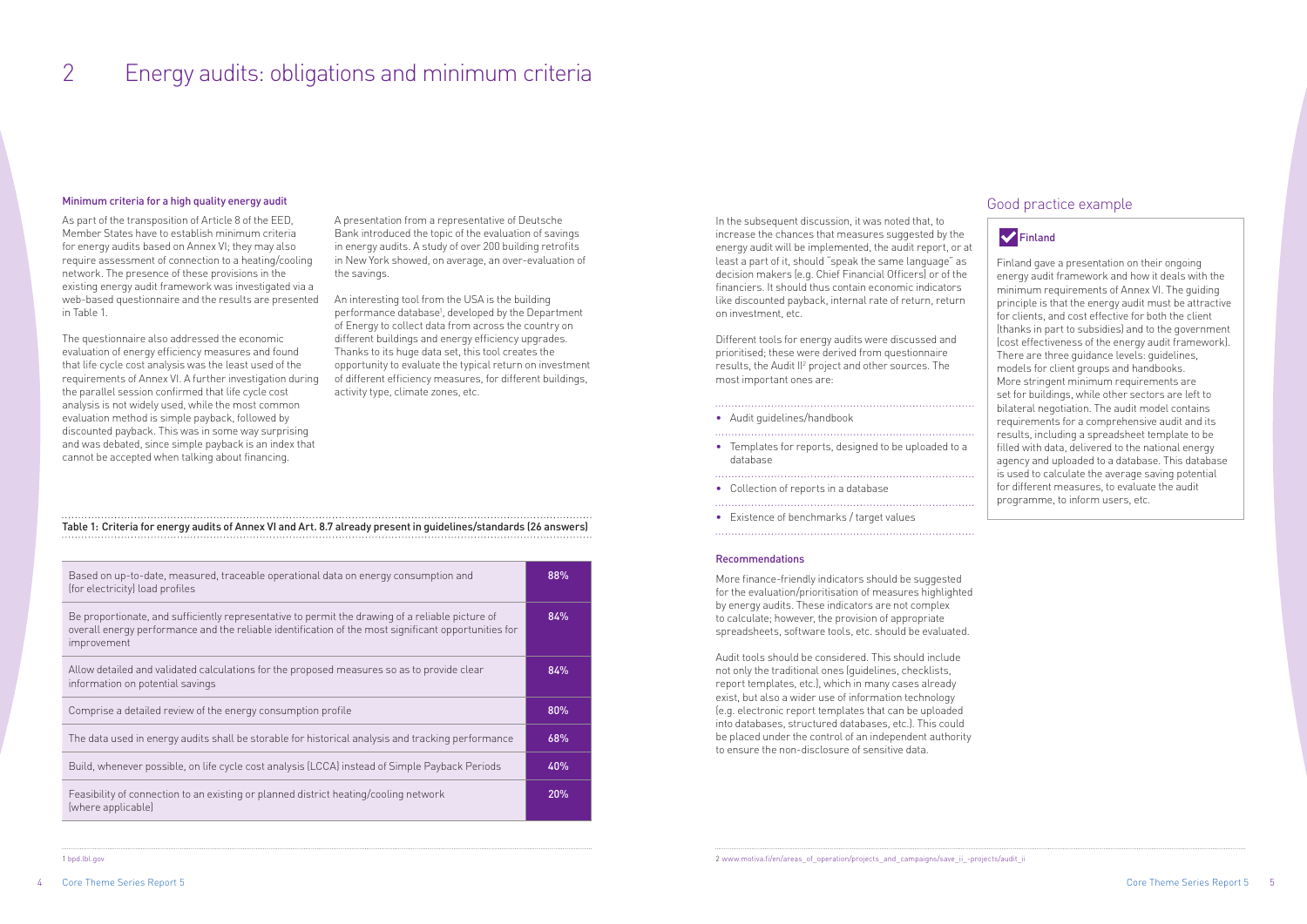# 2 Energy audits: obligations and minimum criteria

### Minimum criteria for a high quality energy audit

As part of the transposition of Article 8 of the EED, Member States have to establish minimum criteria for energy audits based on Annex VI; they may also require assessment of connection to a heating/cooling network. The presence of these provisions in the existing energy audit framework was investigated via a web-based questionnaire and the results are presented in Table 1.

The questionnaire also addressed the economic evaluation of energy efficiency measures and found that life cycle cost analysis was the least used of the requirements of Annex VI. A further investigation during the parallel session confirmed that life cycle cost analysis is not widely used, while the most common evaluation method is simple payback, followed by discounted payback. This was in some way surprising and was debated, since simple payback is an index that cannot be accepted when talking about financing.

A presentation from a representative of Deutsche Bank introduced the topic of the evaluation of savings in energy audits. A study of over 200 building retrofits in New York showed, on average, an over-evaluation of the savings.

An interesting tool from the USA is the building performance database[1], developed by the Department of Energy to collect data from across the country on different buildings and energy efficiency upgrades. Thanks to its huge data set, this tool creates the opportunity to evaluate the typical return on investment of different efficiency measures, for different buildings, activity type, climate zones, etc.

**Table 1: Criteria for energy audits of Annex VI and Art. 8.7 already present in guidelines/standards (26 answers)**

| Criterion | % |
|---|---|
| Based on up-to-date, measured, traceable operational data on energy consumption and (for electricity) load profiles | 88% |
| Be proportionate, and sufficiently representative to permit the drawing of a reliable picture of overall energy performance and the reliable identification of the most significant opportunities for improvement | 84% |
| Allow detailed and validated calculations for the proposed measures so as to provide clear information on potential savings | 84% |
| Comprise a detailed review of the energy consumption profile | 80% |
| The data used in energy audits shall be storable for historical analysis and tracking performance | 68% |
| Build, whenever possible, on life cycle cost analysis (LCCA) instead of Simple Payback Periods | 40% |
| Feasibility of connection to an existing or planned district heating/cooling network (where applicable) | 20% |

1 bpd.lbl.gov

In the subsequent discussion, it was noted that, to increase the chances that measures suggested by the energy audit will be implemented, the audit report, or at least a part of it, should "speak the same language" as decision makers (e.g. Chief Financial Officers) or of the financiers. It should thus contain economic indicators like discounted payback, internal rate of return, return on investment, etc.

Different tools for energy audits were discussed and prioritised; these were derived from questionnaire results, the Audit II[2] project and other sources. The most important ones are:

- Audit guidelines/handbook
- Templates for reports, designed to be uploaded to a database
- Collection of reports in a database
- Existence of benchmarks / target values

### Recommendations

More finance-friendly indicators should be suggested for the evaluation/prioritisation of measures highlighted by energy audits. These indicators are not complex to calculate; however, the provision of appropriate spreadsheets, software tools, etc. should be evaluated.

Audit tools should be considered. This should include not only the traditional ones (guidelines, checklists, report templates, etc.), which in many cases already exist, but also a wider use of information technology (e.g. electronic report templates that can be uploaded into databases, structured databases, etc.). This could be placed under the control of an independent authority to ensure the non-disclosure of sensitive data.

## Good practice example

### Finland

Finland gave a presentation on their ongoing energy audit framework and how it deals with the minimum requirements of Annex VI. The guiding principle is that the energy audit must be attractive for clients, and cost effective for both the client (thanks in part to subsidies) and to the government (cost effectiveness of the energy audit framework). There are three guidance levels: guidelines, models for client groups and handbooks. More stringent minimum requirements are set for buildings, while other sectors are left to bilateral negotiation. The audit model contains requirements for a comprehensive audit and its results, including a spreadsheet template to be filled with data, delivered to the national energy agency and uploaded to a database. This database is used to calculate the average saving potential for different measures, to evaluate the audit programme, to inform users, etc.

2 www.motiva.fi/en/areas_of_operation/projects_and_campaigns/save_ii_-projects/audit_ii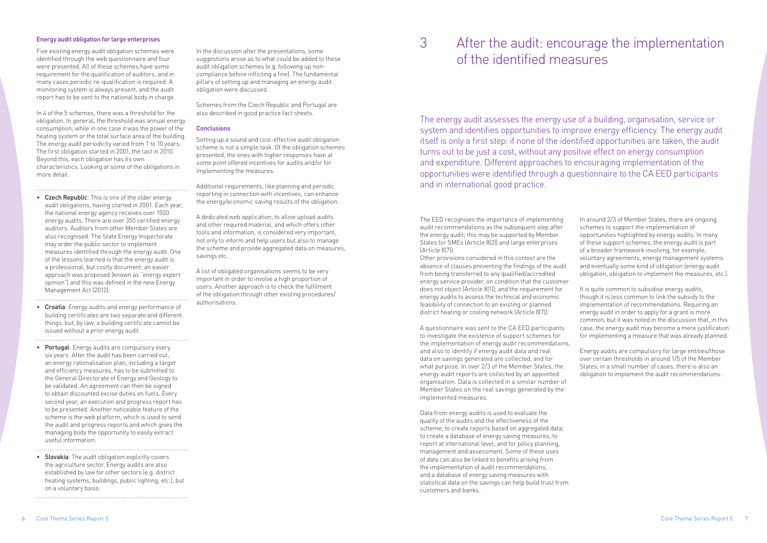### Energy audit obligation for large enterprises

Five existing energy audit obligation schemes were identified through the web questionnaire and four were presented. All of these schemes have some requirement for the qualification of auditors, and in many cases periodic re-qualification is required. A monitoring system is always present, and the audit report has to be sent to the national body in charge.

In 4 of the 5 schemes, there was a threshold for the obligation. In general, the threshold was annual energy consumption, while in one case it was the power of the heating system or the total surface area of the building. The energy audit periodicity varied from 1 to 10 years. The first obligation started in 2001, the last in 2010. Beyond this, each obligation has its own characteristics. Looking at some of the obligations in more detail:

- **Czech Republic**: This is one of the older energy audit obligations, having started in 2001. Each year, the national energy agency receives over 1500 energy audits. There are over 350 certified energy auditors. Auditors from other Member States are also recognised. The State Energy Inspectorate may order the public sector to implement measures identified through the energy audit. One of the lessons learned is that the energy audit is a professional, but costly document; an easier approach was proposed (known as "energy expert opinion") and this was defined in the new Energy Management Act (2012).

- **Croatia**: Energy audits and energy performance of building certificates are two separate and different things, but, by law, a building certificate cannot be issued without a prior energy audit.

- **Portugal**: Energy audits are compulsory every six years. After the audit has been carried out, an energy rationalisation plan, including a target and efficiency measures, has to be submitted to the General Directorate of Energy and Geology to be validated. An agreement can then be signed to obtain discounted excise duties on fuels. Every second year, an execution and progress report has to be presented. Another noticeable feature of the scheme is the web platform, which is used to send the audit and progress reports and which gives the managing body the opportunity to easily extract useful information.

- **Slovakia**: The audit obligation explicitly covers the agriculture sector. Energy audits are also established by law for other sectors (e.g. district heating systems, buildings, public lighting, etc.), but on a voluntary basis.

In the discussion after the presentations, some suggestions arose as to what could be added to these audit obligation schemes (e.g. following up non-compliance before inflicting a fine). The fundamental pillars of setting up and managing an energy audit obligation were discussed.

Schemes from the Czech Republic and Portugal are also described in good practice fact sheets.

### Conclusions

Setting up a sound and cost-effective audit obligation scheme is not a simple task. Of the obligation schemes presented, the ones with higher responses have at some point offered incentives for audits and/or for implementing the measures.

Additional requirements, like planning and periodic reporting in connection with incentives, can enhance the energy/economic saving results of the obligation.

A dedicated web application, to allow upload audits and other required material, and which offers other tools and information, is considered very important, not only to inform and help users but also to manage the scheme and provide aggregated data on measures, savings etc.

A list of obligated organisations seems to be very important in order to involve a high proportion of users. Another approach is to check the fulfilment of the obligation through other existing procedures/authorisations.

# 3 After the audit: encourage the implementation of the identified measures

The energy audit assesses the energy use of a building, organisation, service or system and identifies opportunities to improve energy efficiency. The energy audit itself is only a first step: if none of the identified opportunities are taken, the audit turns out to be just a cost, without any positive effect on energy consumption and expenditure. Different approaches to encouraging implementation of the opportunities were identified through a questionnaire to the CA EED participants and in international good practice.

The EED recognises the importance of implementing audit recommendations as the subsequent step after the energy audit; this may be supported by Member States for SMEs (Article 8(2)) and large enterprises (Article 8(7)).
Other provisions considered in this context are the absence of clauses preventing the findings of the audit from being transferred to any qualified/accredited energy service provider, on condition that the customer does not object (Article 8(1)); and the requirement for energy audits to assess the technical and economic feasibility of connection to an existing or planned district heating or cooling network (Article 8(7)).

A questionnaire was sent to the CA EED participants to investigate the existence of support schemes for the implementation of energy audit recommendations, and also to identify if energy audit data and real data on savings generated are collected, and for what purpose. In over 2/3 of the Member States, the energy audit reports are collected by an appointed organisation. Data is collected in a similar number of Member States on the real savings generated by the implemented measures.

Data from energy audits is used to evaluate the quality of the audits and the effectiveness of the scheme; to create reports based on aggregated data; to create a database of energy saving measures; to report at international level; and for policy planning, management and assessment. Some of these uses of data can also be linked to benefits arising from the implementation of audit recommendations, and a database of energy saving measures with statistical data on the savings can help build trust from customers and banks.

In around 2/3 of Member States, there are ongoing schemes to support the implementation of opportunities highlighted by energy audits. In many of these support schemes, the energy audit is part of a broader framework involving, for example, voluntary agreements, energy management systems and eventually some kind of obligation (energy audit obligation, obligation to implement the measures, etc.).

It is quite common to subsidise energy audits, though it is less common to link the subsidy to the implementation of recommendations. Requiring an energy audit in order to apply for a grant is more common, but it was noted in the discussion that, in this case, the energy audit may become a mere justification for implementing a measure that was already planned.

Energy audits are compulsory for large entities/those over certain thresholds in around 1/5 of the Member States; in a small number of cases, there is also an obligation to implement the audit recommendations.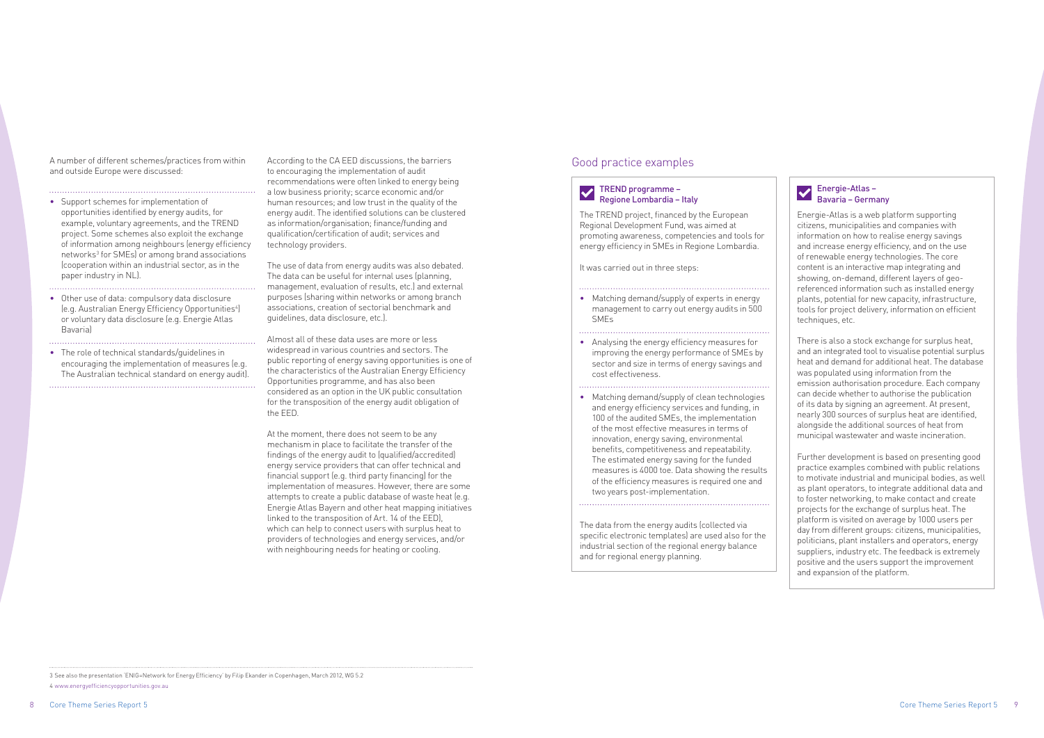A number of different schemes/practices from within and outside Europe were discussed:

- Support schemes for implementation of opportunities identified by energy audits, for example, voluntary agreements, and the TREND project. Some schemes also exploit the exchange of information among neighbours (energy efficiency networks[3] for SMEs) or among brand associations (cooperation within an industrial sector, as in the paper industry in NL).
- Other use of data: compulsory data disclosure (e.g. Australian Energy Efficiency Opportunities[4]) or voluntary data disclosure (e.g. Energie Atlas Bavaria)
- The role of technical standards/guidelines in encouraging the implementation of measures (e.g. The Australian technical standard on energy audit).

According to the CA EED discussions, the barriers to encouraging the implementation of audit recommendations were often linked to energy being a low business priority; scarce economic and/or human resources; and low trust in the quality of the energy audit. The identified solutions can be clustered as information/organisation; finance/funding and qualification/certification of audit; services and technology providers.

The use of data from energy audits was also debated. The data can be useful for internal uses (planning, management, evaluation of results, etc.) and external purposes (sharing within networks or among branch associations, creation of sectorial benchmark and guidelines, data disclosure, etc.).

Almost all of these data uses are more or less widespread in various countries and sectors. The public reporting of energy saving opportunities is one of the characteristics of the Australian Energy Efficiency Opportunities programme, and has also been considered as an option in the UK public consultation for the transposition of the energy audit obligation of the EED.

At the moment, there does not seem to be any mechanism in place to facilitate the transfer of the findings of the energy audit to (qualified/accredited) energy service providers that can offer technical and financial support (e.g. third party financing) for the implementation of measures. However, there are some attempts to create a public database of waste heat (e.g. Energie Atlas Bayern and other heat mapping initiatives linked to the transposition of Art. 14 of the EED), which can help to connect users with surplus heat to providers of technologies and energy services, and/or with neighbouring needs for heating or cooling.

## Good practice examples

### TREND programme – Regione Lombardia – Italy

The TREND project, financed by the European Regional Development Fund, was aimed at promoting awareness, competencies and tools for energy efficiency in SMEs in Regione Lombardia.

It was carried out in three steps:

- Matching demand/supply of experts in energy management to carry out energy audits in 500 SMEs
- Analysing the energy efficiency measures for improving the energy performance of SMEs by sector and size in terms of energy savings and cost effectiveness.
- Matching demand/supply of clean technologies and energy efficiency services and funding, in 100 of the audited SMEs, the implementation of the most effective measures in terms of innovation, energy saving, environmental benefits, competitiveness and repeatability. The estimated energy saving for the funded measures is 4000 toe. Data showing the results of the efficiency measures is required one and two years post-implementation.

The data from the energy audits (collected via specific electronic templates) are used also for the industrial section of the regional energy balance and for regional energy planning.

### Energie-Atlas – Bavaria – Germany

Energie-Atlas is a web platform supporting citizens, municipalities and companies with information on how to realise energy savings and increase energy efficiency, and on the use of renewable energy technologies. The core content is an interactive map integrating and showing, on-demand, different layers of geo-referenced information such as installed energy plants, potential for new capacity, infrastructure, tools for project delivery, information on efficient techniques, etc.

There is also a stock exchange for surplus heat, and an integrated tool to visualise potential surplus heat and demand for additional heat. The database was populated using information from the emission authorisation procedure. Each company can decide whether to authorise the publication of its data by signing an agreement. At present, nearly 300 sources of surplus heat are identified, alongside the additional sources of heat from municipal wastewater and waste incineration.

Further development is based on presenting good practice examples combined with public relations to motivate industrial and municipal bodies, as well as plant operators, to integrate additional data and to foster networking, to make contact and create projects for the exchange of surplus heat. The platform is visited on average by 1000 users per day from different groups: citizens, municipalities, politicians, plant installers and operators, energy suppliers, industry etc. The feedback is extremely positive and the users support the improvement and expansion of the platform.

---

3 See also the presentation 'ENIG=Network for Energy Efficiency' by Filip Ekander in Copenhagen, March 2012, WG 5.2

4 www.energyefficiencyopportunities.gov.au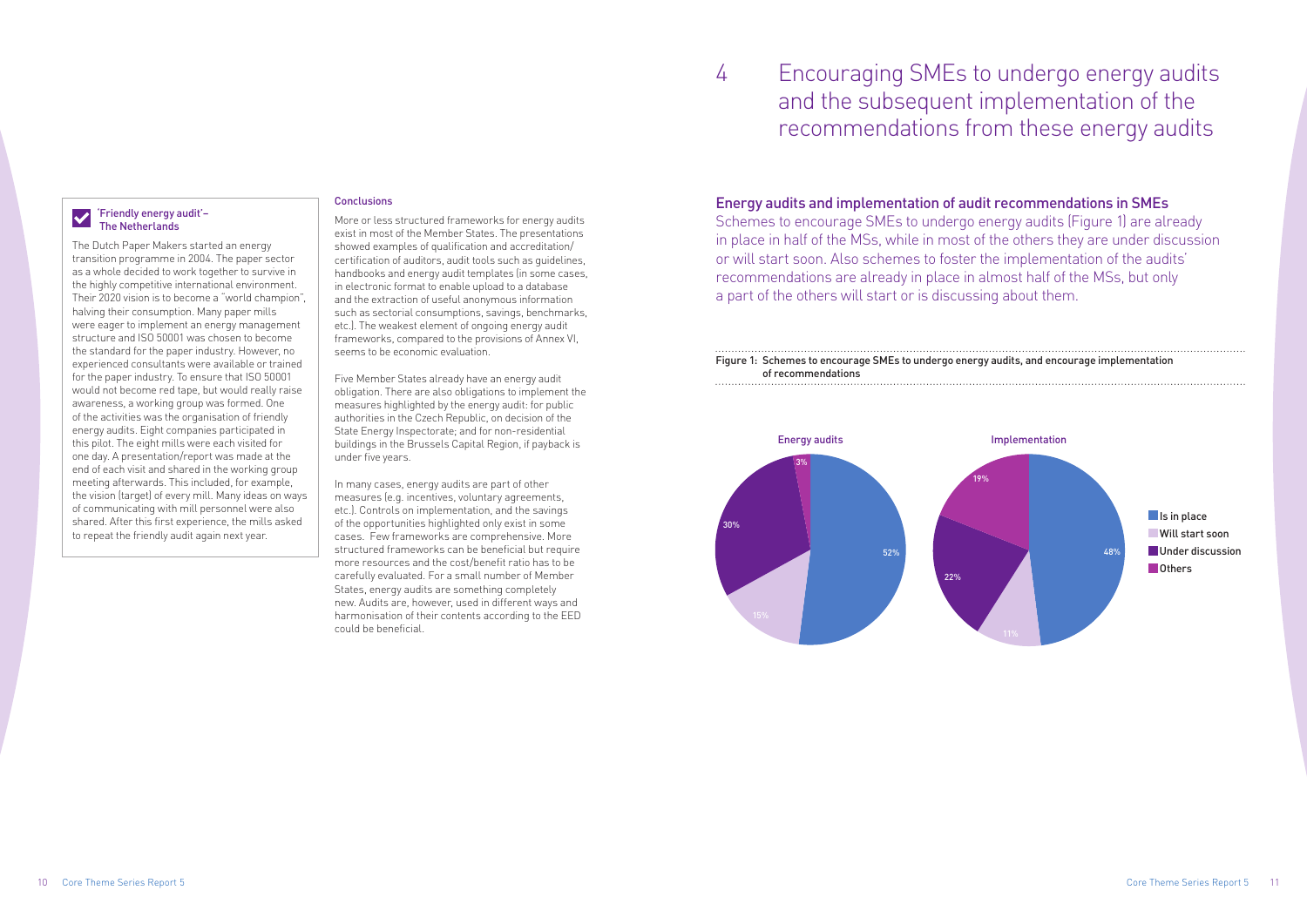### 'Friendly energy audit'– The Netherlands

The Dutch Paper Makers started an energy transition programme in 2004. The paper sector as a whole decided to work together to survive in the highly competitive international environment. Their 2020 vision is to become a "world champion", halving their consumption. Many paper mills were eager to implement an energy management structure and ISO 50001 was chosen to become the standard for the paper industry. However, no experienced consultants were available or trained for the paper industry. To ensure that ISO 50001 would not become red tape, but would really raise awareness, a working group was formed. One of the activities was the organisation of friendly energy audits. Eight companies participated in this pilot. The eight mills were each visited for one day. A presentation/report was made at the end of each visit and shared in the working group meeting afterwards. This included, for example, the vision (target) of every mill. Many ideas on ways of communicating with mill personnel were also shared. After this first experience, the mills asked to repeat the friendly audit again next year.

### Conclusions

More or less structured frameworks for energy audits exist in most of the Member States. The presentations showed examples of qualification and accreditation/certification of auditors, audit tools such as guidelines, handbooks and energy audit templates (in some cases, in electronic format to enable upload to a database and the extraction of useful anonymous information such as sectorial consumptions, savings, benchmarks, etc.). The weakest element of ongoing energy audit frameworks, compared to the provisions of Annex VI, seems to be economic evaluation.

Five Member States already have an energy audit obligation. There are also obligations to implement the measures highlighted by the energy audit: for public authorities in the Czech Republic, on decision of the State Energy Inspectorate; and for non-residential buildings in the Brussels Capital Region, if payback is under five years.

In many cases, energy audits are part of other measures (e.g. incentives, voluntary agreements, etc.). Controls on implementation, and the savings of the opportunities highlighted only exist in some cases. Few frameworks are comprehensive. More structured frameworks can be beneficial but require more resources and the cost/benefit ratio has to be carefully evaluated. For a small number of Member States, energy audits are something completely new. Audits are, however, used in different ways and harmonisation of their contents according to the EED could be beneficial.

# 4 Encouraging SMEs to undergo energy audits and the subsequent implementation of the recommendations from these energy audits

## Energy audits and implementation of audit recommendations in SMEs

Schemes to encourage SMEs to undergo energy audits (Figure 1) are already in place in half of the MSs, while in most of the others they are under discussion or will start soon. Also schemes to foster the implementation of the audits' recommendations are already in place in almost half of the MSs, but only a part of the others will start or is discussing about them.

Figure 1: Schemes to encourage SMEs to undergo energy audits, and encourage implementation of recommendations

| | Energy audits | Implementation |
|---|---|---|
| Is in place | 52% | 48% |
| Will start soon | 15% | 11% |
| Under discussion | 30% | 22% |
| Others | 3% | 19% |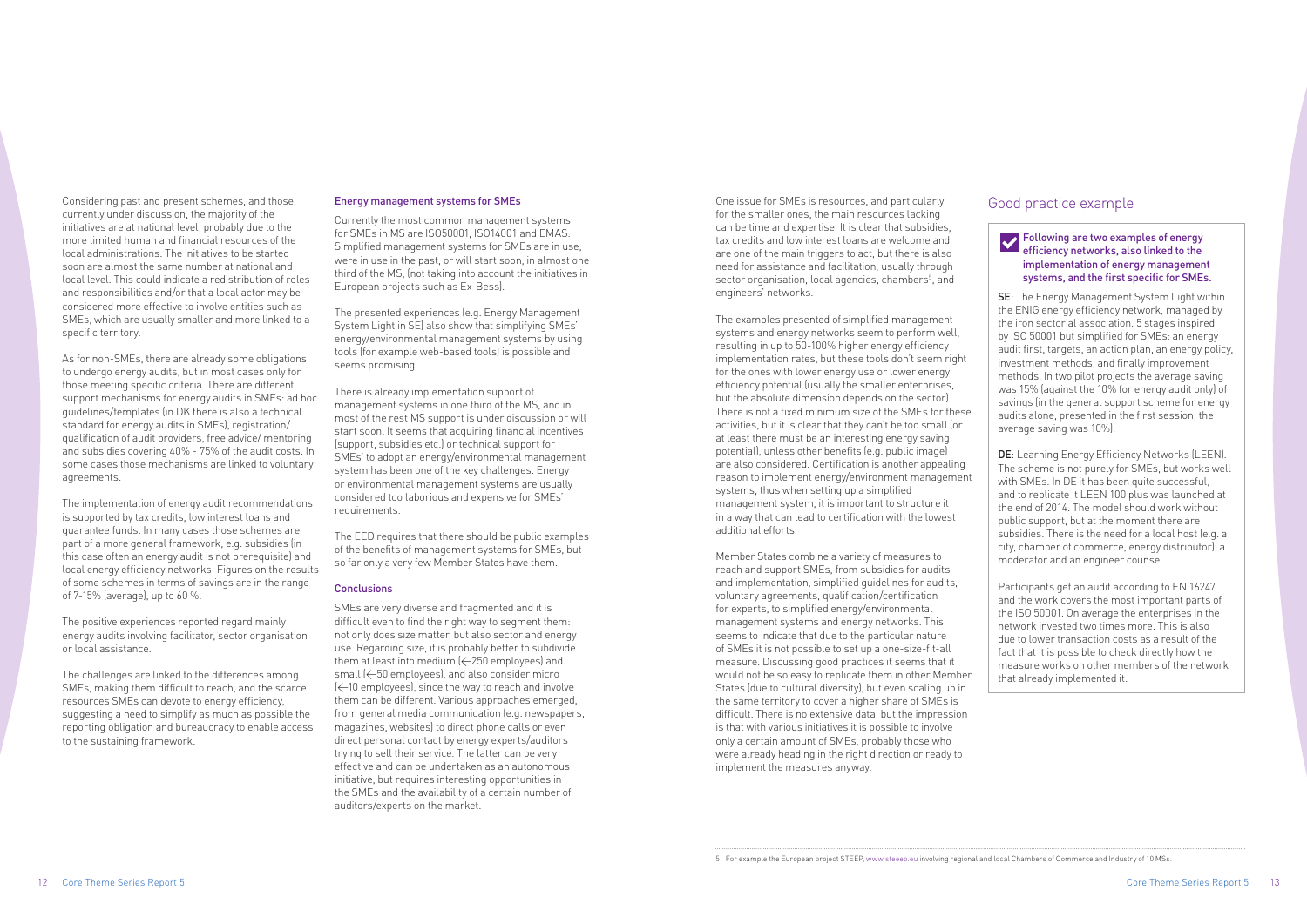Considering past and present schemes, and those currently under discussion, the majority of the initiatives are at national level, probably due to the more limited human and financial resources of the local administrations. The initiatives to be started soon are almost the same number at national and local level. This could indicate a redistribution of roles and responsibilities and/or that a local actor may be considered more effective to involve entities such as SMEs, which are usually smaller and more linked to a specific territory.

As for non-SMEs, there are already some obligations to undergo energy audits, but in most cases only for those meeting specific criteria. There are different support mechanisms for energy audits in SMEs: ad hoc guidelines/templates (in DK there is also a technical standard for energy audits in SMEs), registration/qualification of audit providers, free advice/ mentoring and subsidies covering 40% - 75% of the audit costs. In some cases those mechanisms are linked to voluntary agreements.

The implementation of energy audit recommendations is supported by tax credits, low interest loans and guarantee funds. In many cases those schemes are part of a more general framework, e.g. subsidies (in this case often an energy audit is not prerequisite) and local energy efficiency networks. Figures on the results of some schemes in terms of savings are in the range of 7-15% (average), up to 60 %.

The positive experiences reported regard mainly energy audits involving facilitator, sector organisation or local assistance.

The challenges are linked to the differences among SMEs, making them difficult to reach, and the scarce resources SMEs can devote to energy efficiency, suggesting a need to simplify as much as possible the reporting obligation and bureaucracy to enable access to the sustaining framework.

### Energy management systems for SMEs

Currently the most common management systems for SMEs in MS are ISO50001, ISO14001 and EMAS. Simplified management systems for SMEs are in use, were in use in the past, or will start soon, in almost one third of the MS, (not taking into account the initiatives in European projects such as Ex-Bess).

The presented experiences (e.g. Energy Management System Light in SE) also show that simplifying SMEs' energy/environmental management systems by using tools (for example web-based tools) is possible and seems promising.

There is already implementation support of management systems in one third of the MS, and in most of the rest MS support is under discussion or will start soon. It seems that acquiring financial incentives (support, subsidies etc.) or technical support for SMEs' to adopt an energy/environmental management system has been one of the key challenges. Energy or environmental management systems are usually considered too laborious and expensive for SMEs' requirements.

The EED requires that there should be public examples of the benefits of management systems for SMEs, but so far only a very few Member States have them.

### Conclusions

SMEs are very diverse and fragmented and it is difficult even to find the right way to segment them: not only does size matter, but also sector and energy use. Regarding size, it is probably better to subdivide them at least into medium (<250 employees) and small (<50 employees), and also consider micro (<10 employees), since the way to reach and involve them can be different. Various approaches emerged, from general media communication (e.g. newspapers, magazines, websites) to direct phone calls or even direct personal contact by energy experts/auditors trying to sell their service. The latter can be very effective and can be undertaken as an autonomous initiative, but requires interesting opportunities in the SMEs and the availability of a certain number of auditors/experts on the market.

One issue for SMEs is resources, and particularly for the smaller ones, the main resources lacking can be time and expertise. It is clear that subsidies, tax credits and low interest loans are welcome and are one of the main triggers to act, but there is also need for assistance and facilitation, usually through sector organisation, local agencies, chambers[5], and engineers' networks.

The examples presented of simplified management systems and energy networks seem to perform well, resulting in up to 50-100% higher energy efficiency implementation rates, but these tools don't seem right for the ones with lower energy use or lower energy efficiency potential (usually the smaller enterprises, but the absolute dimension depends on the sector). There is not a fixed minimum size of the SMEs for these activities, but it is clear that they can't be too small (or at least there must be an interesting energy saving potential), unless other benefits (e.g. public image) are also considered. Certification is another appealing reason to implement energy/environment management systems, thus when setting up a simplified management system, it is important to structure it in a way that can lead to certification with the lowest additional efforts.

Member States combine a variety of measures to reach and support SMEs, from subsidies for audits and implementation, simplified guidelines for audits, voluntary agreements, qualification/certification for experts, to simplified energy/environmental management systems and energy networks. This seems to indicate that due to the particular nature of SMEs it is not possible to set up a one-size-fit-all measure. Discussing good practices it seems that it would not be so easy to replicate them in other Member States (due to cultural diversity), but even scaling up in the same territory to cover a higher share of SMEs is difficult. There is no extensive data, but the impression is that with various initiatives it is possible to involve only a certain amount of SMEs, probably those who were already heading in the right direction or ready to implement the measures anyway.

## Good practice example

**Following are two examples of energy efficiency networks, also linked to the implementation of energy management systems, and the first specific for SMEs.**

**SE**: The Energy Management System Light within the ENIG energy efficiency network, managed by the iron sectorial association. 5 stages inspired by ISO 50001 but simplified for SMEs: an energy audit first, targets, an action plan, an energy policy, investment methods, and finally improvement methods. In two pilot projects the average saving was 15% (against the 10% for energy audit only) of savings (in the general support scheme for energy audits alone, presented in the first session, the average saving was 10%).

**DE**: Learning Energy Efficiency Networks (LEEN). The scheme is not purely for SMEs, but works well with SMEs. In DE it has been quite successful, and to replicate it LEEN 100 plus was launched at the end of 2014. The model should work without public support, but at the moment there are subsidies. There is the need for a local host (e.g. a city, chamber of commerce, energy distributor), a moderator and an engineer counsel.

Participants get an audit according to EN 16247 and the work covers the most important parts of the ISO 50001. On average the enterprises in the network invested two times more. This is also due to lower transaction costs as a result of the fact that it is possible to check directly how the measure works on other members of the network that already implemented it.

5 For example the European project STEEP, www.steeep.eu involving regional and local Chambers of Commerce and Industry of 10 MSs.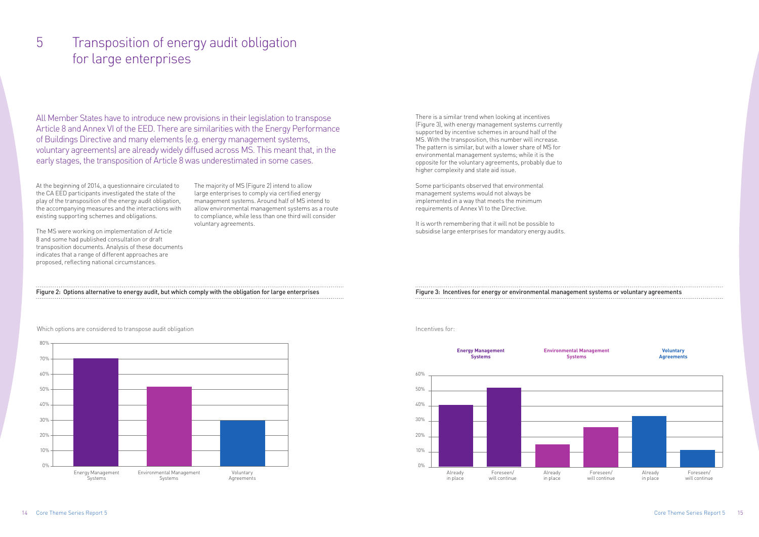# 5 Transposition of energy audit obligation for large enterprises

All Member States have to introduce new provisions in their legislation to transpose Article 8 and Annex VI of the EED. There are similarities with the Energy Performance of Buildings Directive and many elements (e.g. energy management systems, voluntary agreements) are already widely diffused across MS. This meant that, in the early stages, the transposition of Article 8 was underestimated in some cases.

At the beginning of 2014, a questionnaire circulated to the CA EED participants investigated the state of the play of the transposition of the energy audit obligation, the accompanying measures and the interactions with existing supporting schemes and obligations.

The MS were working on implementation of Article 8 and some had published consultation or draft transposition documents. Analysis of these documents indicates that a range of different approaches are proposed, reflecting national circumstances.

The majority of MS (Figure 2) intend to allow large enterprises to comply via certified energy management systems. Around half of MS intend to allow environmental management systems as a route to compliance, while less than one third will consider voluntary agreements.

Figure 2: Options alternative to energy audit, but which comply with the obligation for large enterprises

Which options are considered to transpose audit obligation

| Option | Share |
|---|---|
| Energy Management Systems | ~70% |
| Environmental Management Systems | ~52% |
| Voluntary Agreements | ~30% |

There is a similar trend when looking at incentives (Figure 3), with energy management systems currently supported by incentive schemes in around half of the MS. With the transposition, this number will increase. The pattern is similar, but with a lower share of MS for environmental management systems; while it is the opposite for the voluntary agreements, probably due to higher complexity and state aid issue.

Some participants observed that environmental management systems would not always be implemented in a way that meets the minimum requirements of Annex VI to the Directive.

It is worth remembering that it will not be possible to subsidise large enterprises for mandatory energy audits.

Figure 3: Incentives for energy or environmental management systems or voluntary agreements

Incentives for:

| | Already in place | Foreseen/ will continue |
|---|---|---|
| Energy Management Systems | ~41% | ~52% |
| Environmental Management Systems | ~15% | ~26% |
| Voluntary Agreements | ~33% | ~11% |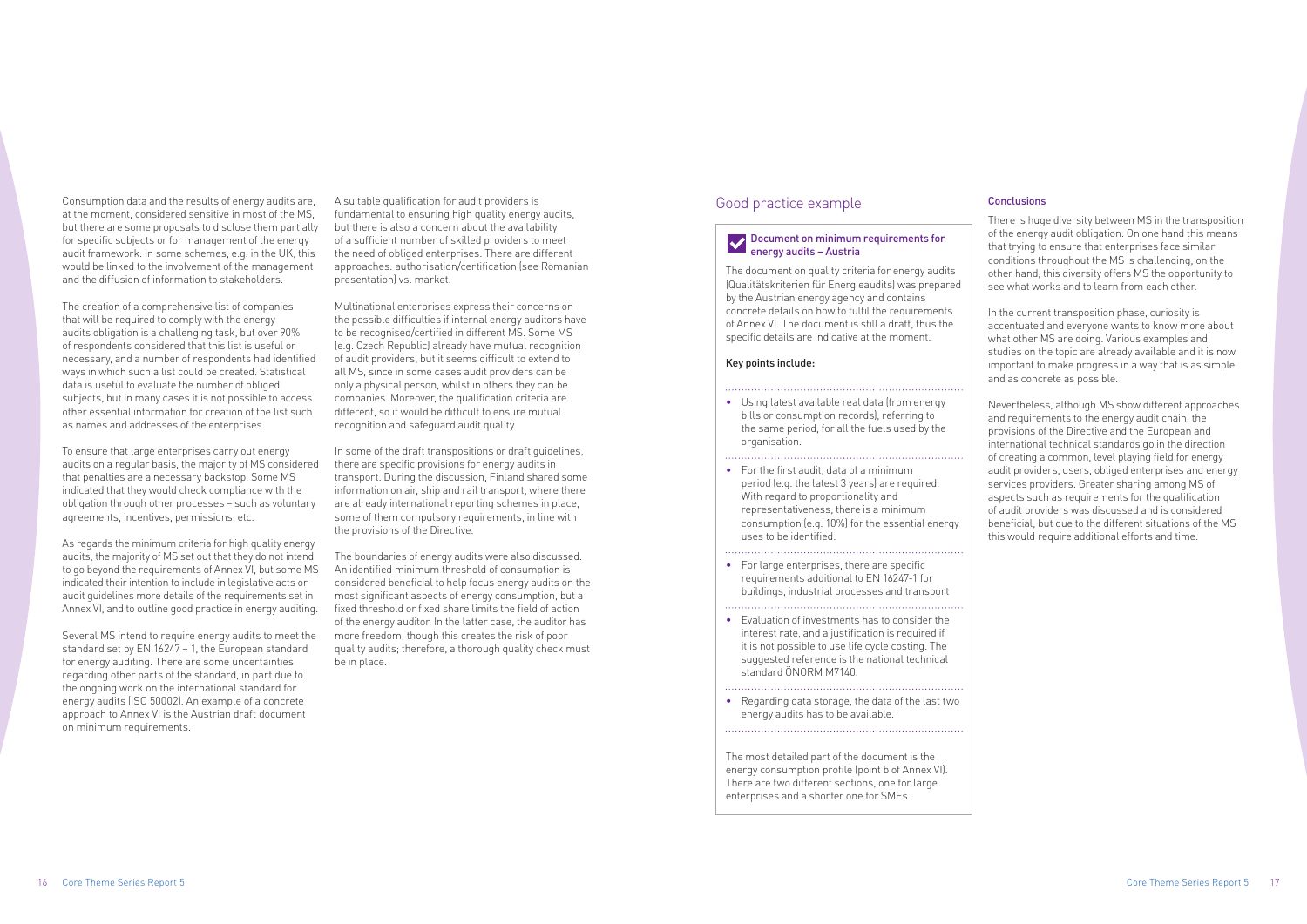Consumption data and the results of energy audits are, at the moment, considered sensitive in most of the MS, but there are some proposals to disclose them partially for specific subjects or for management of the energy audit framework. In some schemes, e.g. in the UK, this would be linked to the involvement of the management and the diffusion of information to stakeholders.

The creation of a comprehensive list of companies that will be required to comply with the energy audits obligation is a challenging task, but over 90% of respondents considered that this list is useful or necessary, and a number of respondents had identified ways in which such a list could be created. Statistical data is useful to evaluate the number of obliged subjects, but in many cases it is not possible to access other essential information for creation of the list such as names and addresses of the enterprises.

To ensure that large enterprises carry out energy audits on a regular basis, the majority of MS considered that penalties are a necessary backstop. Some MS indicated that they would check compliance with the obligation through other processes – such as voluntary agreements, incentives, permissions, etc.

As regards the minimum criteria for high quality energy audits, the majority of MS set out that they do not intend to go beyond the requirements of Annex VI, but some MS indicated their intention to include in legislative acts or audit guidelines more details of the requirements set in Annex VI, and to outline good practice in energy auditing.

Several MS intend to require energy audits to meet the standard set by EN 16247 – 1, the European standard for energy auditing. There are some uncertainties regarding other parts of the standard, in part due to the ongoing work on the international standard for energy audits (ISO 50002). An example of a concrete approach to Annex VI is the Austrian draft document on minimum requirements.

A suitable qualification for audit providers is fundamental to ensuring high quality energy audits, but there is also a concern about the availability of a sufficient number of skilled providers to meet the need of obliged enterprises. There are different approaches: authorisation/certification (see Romanian presentation) vs. market.

Multinational enterprises express their concerns on the possible difficulties if internal energy auditors have to be recognised/certified in different MS. Some MS (e.g. Czech Republic) already have mutual recognition of audit providers, but it seems difficult to extend to all MS, since in some cases audit providers can be only a physical person, whilst in others they can be companies. Moreover, the qualification criteria are different, so it would be difficult to ensure mutual recognition and safeguard audit quality.

In some of the draft transpositions or draft guidelines, there are specific provisions for energy audits in transport. During the discussion, Finland shared some information on air, ship and rail transport, where there are already international reporting schemes in place, some of them compulsory requirements, in line with the provisions of the Directive.

The boundaries of energy audits were also discussed. An identified minimum threshold of consumption is considered beneficial to help focus energy audits on the most significant aspects of energy consumption, but a fixed threshold or fixed share limits the field of action of the energy auditor. In the latter case, the auditor has more freedom, though this creates the risk of poor quality audits; therefore, a thorough quality check must be in place.

## Good practice example

### Document on minimum requirements for energy audits – Austria

The document on quality criteria for energy audits (Qualitätskriterien für Energieaudits) was prepared by the Austrian energy agency and contains concrete details on how to fulfil the requirements of Annex VI. The document is still a draft, thus the specific details are indicative at the moment.

**Key points include:**

- Using latest available real data (from energy bills or consumption records), referring to the same period, for all the fuels used by the organisation.
- For the first audit, data of a minimum period (e.g. the latest 3 years) are required. With regard to proportionality and representativeness, there is a minimum consumption (e.g. 10%) for the essential energy uses to be identified.
- For large enterprises, there are specific requirements additional to EN 16247-1 for buildings, industrial processes and transport
- Evaluation of investments has to consider the interest rate, and a justification is required if it is not possible to use life cycle costing. The suggested reference is the national technical standard ÖNORM M7140.
- Regarding data storage, the data of the last two energy audits has to be available.

The most detailed part of the document is the energy consumption profile (point b of Annex VI). There are two different sections, one for large enterprises and a shorter one for SMEs.

### Conclusions

There is huge diversity between MS in the transposition of the energy audit obligation. On one hand this means that trying to ensure that enterprises face similar conditions throughout the MS is challenging; on the other hand, this diversity offers MS the opportunity to see what works and to learn from each other.

In the current transposition phase, curiosity is accentuated and everyone wants to know more about what other MS are doing. Various examples and studies on the topic are already available and it is now important to make progress in a way that is as simple and as concrete as possible.

Nevertheless, although MS show different approaches and requirements to the energy audit chain, the provisions of the Directive and the European and international technical standards go in the direction of creating a common, level playing field for energy audit providers, users, obliged enterprises and energy services providers. Greater sharing among MS of aspects such as requirements for the qualification of audit providers was discussed and is considered beneficial, but due to the different situations of the MS this would require additional efforts and time.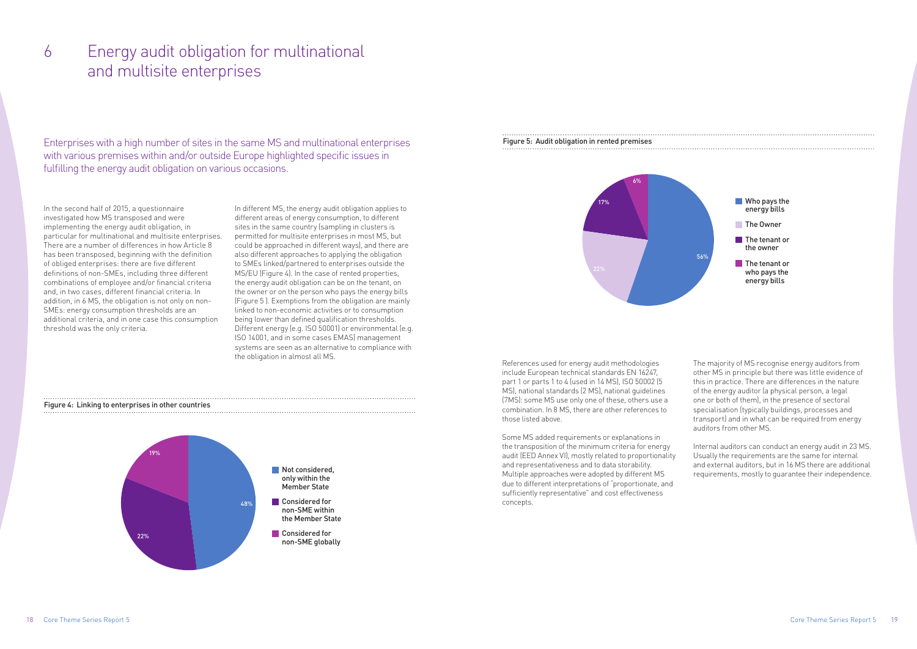# 6 Energy audit obligation for multinational and multisite enterprises

Enterprises with a high number of sites in the same MS and multinational enterprises with various premises within and/or outside Europe highlighted specific issues in fulfilling the energy audit obligation on various occasions.

In the second half of 2015, a questionnaire investigated how MS transposed and were implementing the energy audit obligation, in particular for multinational and multisite enterprises. There are a number of differences in how Article 8 has been transposed, beginning with the definition of obliged enterprises: there are five different definitions of non-SMEs, including three different combinations of employee and/or financial criteria and, in two cases, different financial criteria. In addition, in 6 MS, the obligation is not only on non-SMEs: energy consumption thresholds are an additional criteria, and in one case this consumption threshold was the only criteria.

In different MS, the energy audit obligation applies to different areas of energy consumption, to different sites in the same country (sampling in clusters is permitted for multisite enterprises in most MS, but could be approached in different ways), and there are also different approaches to applying the obligation to SMEs linked/partnered to enterprises outside the MS/EU (Figure 4). In the case of rented properties, the energy audit obligation can be on the tenant, on the owner or on the person who pays the energy bills (Figure 5 ). Exemptions from the obligation are mainly linked to non-economic activities or to consumption being lower than defined qualification thresholds. Different energy (e.g. ISO 50001) or environmental (e.g. ISO 14001, and in some cases EMAS) management systems are seen as an alternative to compliance with the obligation in almost all MS.

Figure 4: Linking to enterprises in other countries

| Category | Share |
|---|---|
| Not considered, only within the Member State | 48% |
| Considered for non-SME within the Member State | 22% |
| Considered for non-SME globally | 19% |

Figure 5: Audit obligation in rented premises

| Category | Share |
|---|---|
| Who pays the energy bills | 56% |
| The Owner | 22% |
| The tenant or the owner | 17% |
| The tenant or who pays the energy bills | 6% |

References used for energy audit methodologies include European technical standards EN 16247, part 1 or parts 1 to 4 (used in 14 MS), ISO 50002 (5 MS), national standards (2 MS), national guidelines (7MS): some MS use only one of these, others use a combination. In 8 MS, there are other references to those listed above.

Some MS added requirements or explanations in the transposition of the minimum criteria for energy audit (EED Annex VI), mostly related to proportionality and representativeness and to data storability. Multiple approaches were adopted by different MS due to different interpretations of "proportionate, and sufficiently representative" and cost effectiveness concepts.

The majority of MS recognise energy auditors from other MS in principle but there was little evidence of this in practice. There are differences in the nature of the energy auditor (a physical person, a legal one or both of them), in the presence of sectoral specialisation (typically buildings, processes and transport) and in what can be required from energy auditors from other MS.

Internal auditors can conduct an energy audit in 23 MS. Usually the requirements are the same for internal and external auditors, but in 16 MS there are additional requirements, mostly to guarantee their independence.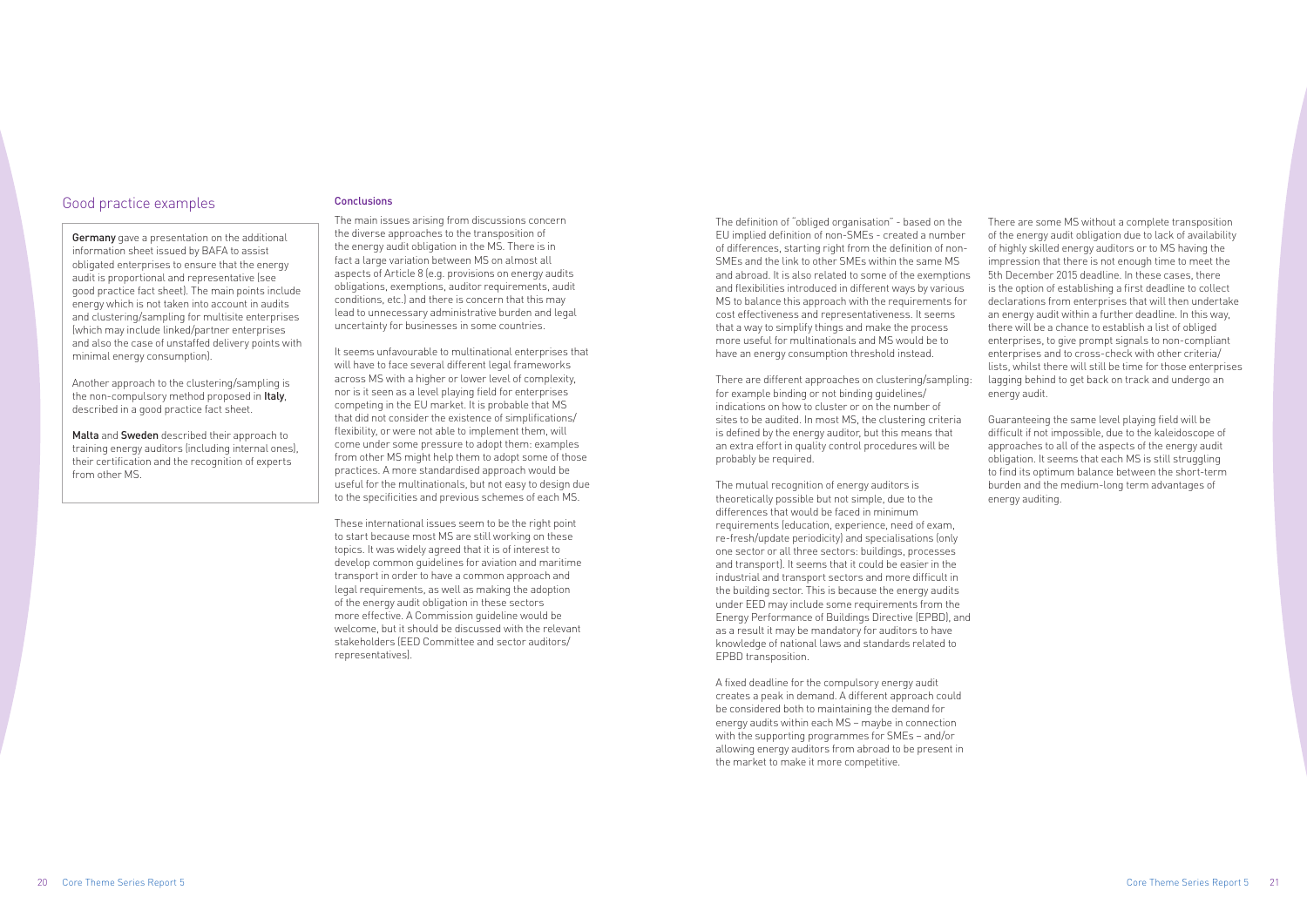## Good practice examples

**Germany** gave a presentation on the additional information sheet issued by BAFA to assist obligated enterprises to ensure that the energy audit is proportional and representative (see good practice fact sheet). The main points include energy which is not taken into account in audits and clustering/sampling for multisite enterprises (which may include linked/partner enterprises and also the case of unstaffed delivery points with minimal energy consumption).

Another approach to the clustering/sampling is the non-compulsory method proposed in **Italy**, described in a good practice fact sheet.

**Malta** and **Sweden** described their approach to training energy auditors (including internal ones), their certification and the recognition of experts from other MS.

### Conclusions

The main issues arising from discussions concern the diverse approaches to the transposition of the energy audit obligation in the MS. There is in fact a large variation between MS on almost all aspects of Article 8 (e.g. provisions on energy audits obligations, exemptions, auditor requirements, audit conditions, etc.) and there is concern that this may lead to unnecessary administrative burden and legal uncertainty for businesses in some countries.

It seems unfavourable to multinational enterprises that will have to face several different legal frameworks across MS with a higher or lower level of complexity, nor is it seen as a level playing field for enterprises competing in the EU market. It is probable that MS that did not consider the existence of simplifications/ flexibility, or were not able to implement them, will come under some pressure to adopt them: examples from other MS might help them to adopt some of those practices. A more standardised approach would be useful for the multinationals, but not easy to design due to the specificities and previous schemes of each MS.

These international issues seem to be the right point to start because most MS are still working on these topics. It was widely agreed that it is of interest to develop common guidelines for aviation and maritime transport in order to have a common approach and legal requirements, as well as making the adoption of the energy audit obligation in these sectors more effective. A Commission guideline would be welcome, but it should be discussed with the relevant stakeholders (EED Committee and sector auditors/ representatives).

The definition of "obliged organisation" - based on the EU implied definition of non-SMEs - created a number of differences, starting right from the definition of non-SMEs and the link to other SMEs within the same MS and abroad. It is also related to some of the exemptions and flexibilities introduced in different ways by various MS to balance this approach with the requirements for cost effectiveness and representativeness. It seems that a way to simplify things and make the process more useful for multinationals and MS would be to have an energy consumption threshold instead.

There are different approaches on clustering/sampling: for example binding or not binding guidelines/ indications on how to cluster or on the number of sites to be audited. In most MS, the clustering criteria is defined by the energy auditor, but this means that an extra effort in quality control procedures will be probably be required.

The mutual recognition of energy auditors is theoretically possible but not simple, due to the differences that would be faced in minimum requirements (education, experience, need of exam, re-fresh/update periodicity) and specialisations (only one sector or all three sectors: buildings, processes and transport). It seems that it could be easier in the industrial and transport sectors and more difficult in the building sector. This is because the energy audits under EED may include some requirements from the Energy Performance of Buildings Directive (EPBD), and as a result it may be mandatory for auditors to have knowledge of national laws and standards related to EPBD transposition.

A fixed deadline for the compulsory energy audit creates a peak in demand. A different approach could be considered both to maintaining the demand for energy audits within each MS – maybe in connection with the supporting programmes for SMEs – and/or allowing energy auditors from abroad to be present in the market to make it more competitive.

There are some MS without a complete transposition of the energy audit obligation due to lack of availability of highly skilled energy auditors or to MS having the impression that there is not enough time to meet the 5th December 2015 deadline. In these cases, there is the option of establishing a first deadline to collect declarations from enterprises that will then undertake an energy audit within a further deadline. In this way, there will be a chance to establish a list of obliged enterprises, to give prompt signals to non-compliant enterprises and to cross-check with other criteria/ lists, whilst there will still be time for those enterprises lagging behind to get back on track and undergo an energy audit.

Guaranteeing the same level playing field will be difficult if not impossible, due to the kaleidoscope of approaches to all of the aspects of the energy audit obligation. It seems that each MS is still struggling to find its optimum balance between the short-term burden and the medium-long term advantages of energy auditing.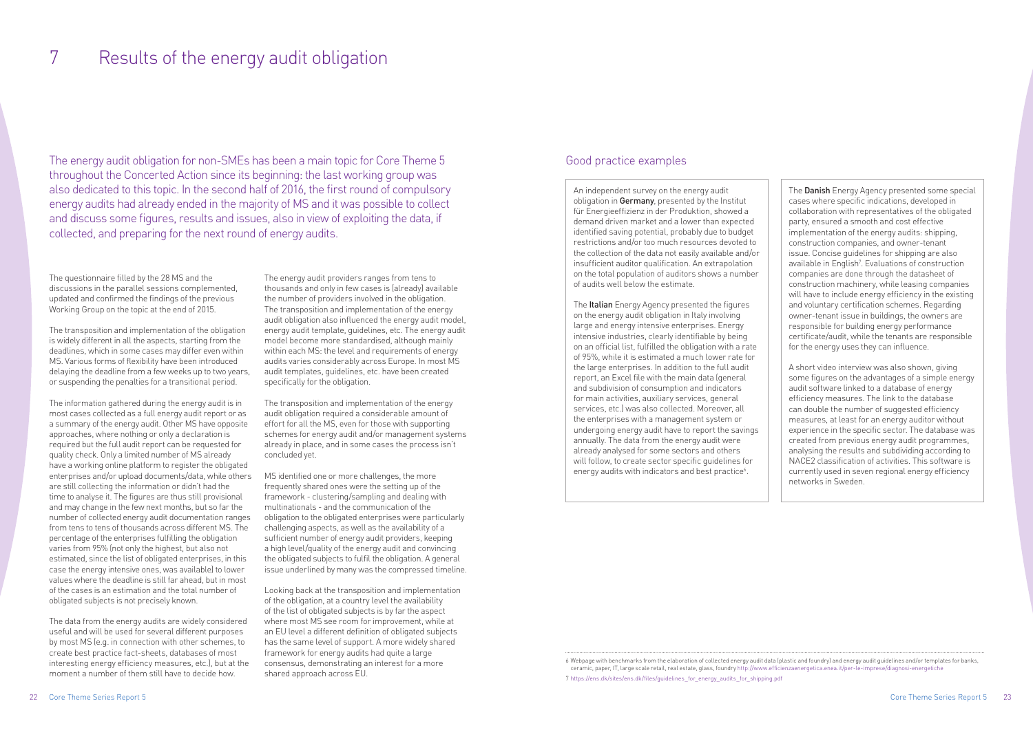# 7 Results of the energy audit obligation

The energy audit obligation for non-SMEs has been a main topic for Core Theme 5 throughout the Concerted Action since its beginning: the last working group was also dedicated to this topic. In the second half of 2016, the first round of compulsory energy audits had already ended in the majority of MS and it was possible to collect and discuss some figures, results and issues, also in view of exploiting the data, if collected, and preparing for the next round of energy audits.

The questionnaire filled by the 28 MS and the discussions in the parallel sessions complemented, updated and confirmed the findings of the previous Working Group on the topic at the end of 2015.

The transposition and implementation of the obligation is widely different in all the aspects, starting from the deadlines, which in some cases may differ even within MS. Various forms of flexibility have been introduced delaying the deadline from a few weeks up to two years, or suspending the penalties for a transitional period.

The information gathered during the energy audit is in most cases collected as a full energy audit report or as a summary of the energy audit. Other MS have opposite approaches, where nothing or only a declaration is required but the full audit report can be requested for quality check. Only a limited number of MS already have a working online platform to register the obligated enterprises and/or upload documents/data, while others are still collecting the information or didn't had the time to analyse it. The figures are thus still provisional and may change in the few next months, but so far the number of collected energy audit documentation ranges from tens to tens of thousands across different MS. The percentage of the enterprises fulfilling the obligation varies from 95% (not only the highest, but also not estimated, since the list of obligated enterprises, in this case the energy intensive ones, was available) to lower values where the deadline is still far ahead, but in most of the cases is an estimation and the total number of obligated subjects is not precisely known.

The data from the energy audits are widely considered useful and will be used for several different purposes by most MS (e.g. in connection with other schemes, to create best practice fact-sheets, databases of most interesting energy efficiency measures, etc.), but at the moment a number of them still have to decide how.

The energy audit providers ranges from tens to thousands and only in few cases is (already) available the number of providers involved in the obligation. The transposition and implementation of the energy audit obligation also influenced the energy audit model, energy audit template, guidelines, etc. The energy audit model become more standardised, although mainly within each MS: the level and requirements of energy audits varies considerably across Europe. In most MS audit templates, guidelines, etc. have been created specifically for the obligation.

The transposition and implementation of the energy audit obligation required a considerable amount of effort for all the MS, even for those with supporting schemes for energy audit and/or management systems already in place, and in some cases the process isn't concluded yet.

MS identified one or more challenges, the more frequently shared ones were the setting up of the framework - clustering/sampling and dealing with multinationals - and the communication of the obligation to the obligated enterprises were particularly challenging aspects, as well as the availability of a sufficient number of energy audit providers, keeping a high level/quality of the energy audit and convincing the obligated subjects to fulfil the obligation. A general issue underlined by many was the compressed timeline.

Looking back at the transposition and implementation of the obligation, at a country level the availability of the list of obligated subjects is by far the aspect where most MS see room for improvement, while at an EU level a different definition of obligated subjects has the same level of support. A more widely shared framework for energy audits had quite a large consensus, demonstrating an interest for a more shared approach across EU.

## Good practice examples

An independent survey on the energy audit obligation in **Germany**, presented by the Institut für Energieeffizienz in der Produktion, showed a demand driven market and a lower than expected identified saving potential, probably due to budget restrictions and/or too much resources devoted to the collection of the data not easily available and/or insufficient auditor qualification. An extrapolation on the total population of auditors shows a number of audits well below the estimate.

The **Italian** Energy Agency presented the figures on the energy audit obligation in Italy involving large and energy intensive enterprises. Energy intensive industries, clearly identifiable by being on an official list, fulfilled the obligation with a rate of 95%, while it is estimated a much lower rate for the large enterprises. In addition to the full audit report, an Excel file with the main data (general and subdivision of consumption and indicators for main activities, auxiliary services, general services, etc.) was also collected. Moreover, all the enterprises with a management system or undergoing energy audit have to report the savings annually. The data from the energy audit were already analysed for some sectors and others will follow, to create sector specific guidelines for energy audits with indicators and best practice[6].

The **Danish** Energy Agency presented some special cases where specific indications, developed in collaboration with representatives of the obligated party, ensured a smooth and cost effective implementation of the energy audits: shipping, construction companies, and owner-tenant issue. Concise guidelines for shipping are also available in English[7]. Evaluations of construction companies are done through the datasheet of construction machinery, while leasing companies will have to include energy efficiency in the existing and voluntary certification schemes. Regarding owner-tenant issue in buildings, the owners are responsible for building energy performance certificate/audit, while the tenants are responsible for the energy uses they can influence.

A short video interview was also shown, giving some figures on the advantages of a simple energy audit software linked to a database of energy efficiency measures. The link to the database can double the number of suggested efficiency measures, at least for an energy auditor without experience in the specific sector. The database was created from previous energy audit programmes, analysing the results and subdividing according to NACE2 classification of activities. This software is currently used in seven regional energy efficiency networks in Sweden.

---

6 Webpage with benchmarks from the elaboration of collected energy audit data (plastic and foundry) and energy audit guidelines and/or templates for banks, ceramic, paper, IT, large scale retail, real estate, glass, foundry http://www.efficienzaenergetica.enea.it/per-le-imprese/diagnosi-energetiche

7 https://ens.dk/sites/ens.dk/files/guidelines_for_energy_audits_for_shipping.pdf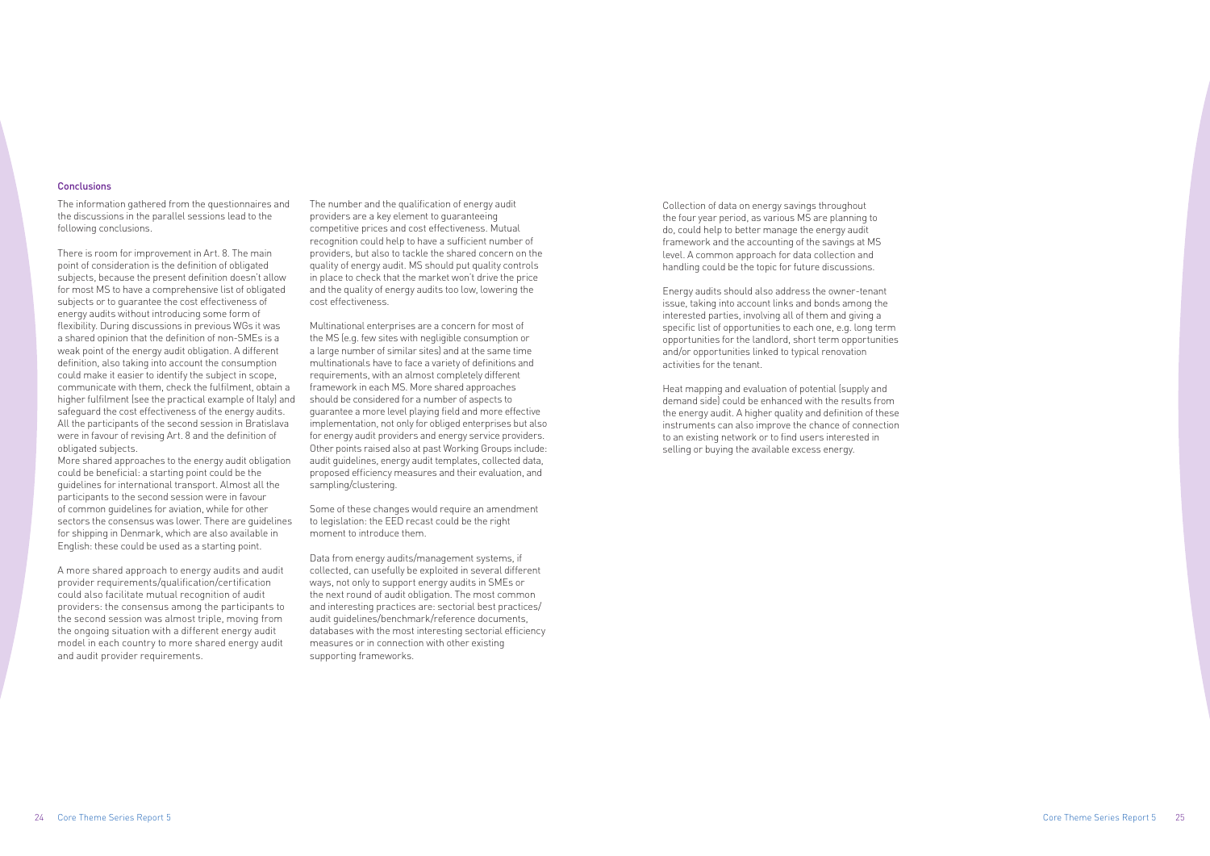### Conclusions

The information gathered from the questionnaires and the discussions in the parallel sessions lead to the following conclusions.

There is room for improvement in Art. 8. The main point of consideration is the definition of obligated subjects, because the present definition doesn't allow for most MS to have a comprehensive list of obligated subjects or to guarantee the cost effectiveness of energy audits without introducing some form of flexibility. During discussions in previous WGs it was a shared opinion that the definition of non-SMEs is a weak point of the energy audit obligation. A different definition, also taking into account the consumption could make it easier to identify the subject in scope, communicate with them, check the fulfilment, obtain a higher fulfilment (see the practical example of Italy) and safeguard the cost effectiveness of the energy audits. All the participants of the second session in Bratislava were in favour of revising Art. 8 and the definition of obligated subjects.
More shared approaches to the energy audit obligation could be beneficial: a starting point could be the guidelines for international transport. Almost all the participants to the second session were in favour of common guidelines for aviation, while for other sectors the consensus was lower. There are guidelines for shipping in Denmark, which are also available in English: these could be used as a starting point.

A more shared approach to energy audits and audit provider requirements/qualification/certification could also facilitate mutual recognition of audit providers: the consensus among the participants to the second session was almost triple, moving from the ongoing situation with a different energy audit model in each country to more shared energy audit and audit provider requirements.

The number and the qualification of energy audit providers are a key element to guaranteeing competitive prices and cost effectiveness. Mutual recognition could help to have a sufficient number of providers, but also to tackle the shared concern on the quality of energy audit. MS should put quality controls in place to check that the market won't drive the price and the quality of energy audits too low, lowering the cost effectiveness.

Multinational enterprises are a concern for most of the MS (e.g. few sites with negligible consumption or a large number of similar sites) and at the same time multinationals have to face a variety of definitions and requirements, with an almost completely different framework in each MS. More shared approaches should be considered for a number of aspects to guarantee a more level playing field and more effective implementation, not only for obliged enterprises but also for energy audit providers and energy service providers. Other points raised also at past Working Groups include: audit guidelines, energy audit templates, collected data, proposed efficiency measures and their evaluation, and sampling/clustering.

Some of these changes would require an amendment to legislation: the EED recast could be the right moment to introduce them.

Data from energy audits/management systems, if collected, can usefully be exploited in several different ways, not only to support energy audits in SMEs or the next round of audit obligation. The most common and interesting practices are: sectorial best practices/audit guidelines/benchmark/reference documents, databases with the most interesting sectorial efficiency measures or in connection with other existing supporting frameworks.

Collection of data on energy savings throughout the four year period, as various MS are planning to do, could help to better manage the energy audit framework and the accounting of the savings at MS level. A common approach for data collection and handling could be the topic for future discussions.

Energy audits should also address the owner-tenant issue, taking into account links and bonds among the interested parties, involving all of them and giving a specific list of opportunities to each one, e.g. long term opportunities for the landlord, short term opportunities and/or opportunities linked to typical renovation activities for the tenant.

Heat mapping and evaluation of potential (supply and demand side) could be enhanced with the results from the energy audit. A higher quality and definition of these instruments can also improve the chance of connection to an existing network or to find users interested in selling or buying the available excess energy.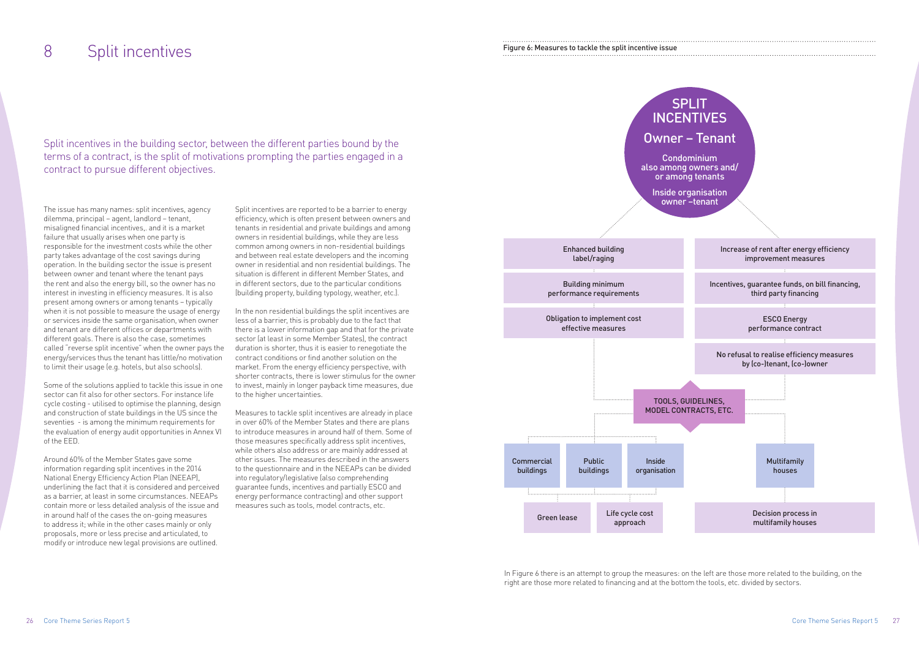# 8 Split incentives

Split incentives in the building sector, between the different parties bound by the terms of a contract, is the split of motivations prompting the parties engaged in a contract to pursue different objectives.

The issue has many names: split incentives, agency dilemma, principal – agent, landlord – tenant, misaligned financial incentives,. and it is a market failure that usually arises when one party is responsible for the investment costs while the other party takes advantage of the cost savings during operation. In the building sector the issue is present between owner and tenant where the tenant pays the rent and also the energy bill, so the owner has no interest in investing in efficiency measures. It is also present among owners or among tenants – typically when it is not possible to measure the usage of energy or services inside the same organisation, when owner and tenant are different offices or departments with different goals. There is also the case, sometimes called "reverse split incentive" when the owner pays the energy/services thus the tenant has little/no motivation to limit their usage (e.g. hotels, but also schools).

Some of the solutions applied to tackle this issue in one sector can fit also for other sectors. For instance life cycle costing - utilised to optimise the planning, design and construction of state buildings in the US since the seventies - is among the minimum requirements for the evaluation of energy audit opportunities in Annex VI of the EED.

Around 60% of the Member States gave some information regarding split incentives in the 2014 National Energy Efficiency Action Plan (NEEAP), underlining the fact that it is considered and perceived as a barrier, at least in some circumstances. NEEAPs contain more or less detailed analysis of the issue and in around half of the cases the on-going measures to address it; while in the other cases mainly or only proposals, more or less precise and articulated, to modify or introduce new legal provisions are outlined.

Split incentives are reported to be a barrier to energy efficiency, which is often present between owners and tenants in residential and private buildings and among owners in residential buildings, while they are less common among owners in non-residential buildings and between real estate developers and the incoming owner in residential and non residential buildings. The situation is different in different Member States, and in different sectors, due to the particular conditions (building property, building typology, weather, etc.).

In the non residential buildings the split incentives are less of a barrier, this is probably due to the fact that there is a lower information gap and that for the private sector (at least in some Member States), the contract duration is shorter, thus it is easier to renegotiate the contract conditions or find another solution on the market. From the energy efficiency perspective, with shorter contracts, there is lower stimulus for the owner to invest, mainly in longer payback time measures, due to the higher uncertainties.

Measures to tackle split incentives are already in place in over 60% of the Member States and there are plans to introduce measures in around half of them. Some of those measures specifically address split incentives, while others also address or are mainly addressed at other issues. The measures described in the answers to the questionnaire and in the NEEAPs can be divided into regulatory/legislative (also comprehending guarantee funds, incentives and partially ESCO and energy performance contracting) and other support measures such as tools, model contracts, etc.

Figure 6: Measures to tackle the split incentive issue

SPLIT INCENTIVES
Owner – Tenant
Condominium also among owners and/or among tenants
Inside organisation owner –tenant

- Enhanced building label/raging
- Building minimum performance requirements
- Obligation to implement cost effective measures
- Increase of rent after energy efficiency improvement measures
- Incentives, guarantee funds, on bill financing, third party financing
- ESCO Energy performance contract
- No refusal to realise efficiency measures by (co-)tenant, (co-)owner

TOOLS, GUIDELINES, MODEL CONTRACTS, ETC.

- Commercial buildings
- Public buildings
- Inside organisation
- Multifamily houses
- Green lease
- Life cycle cost approach
- Decision process in multifamily houses

In Figure 6 there is an attempt to group the measures: on the left are those more related to the building, on the right are those more related to financing and at the bottom the tools, etc. divided by sectors.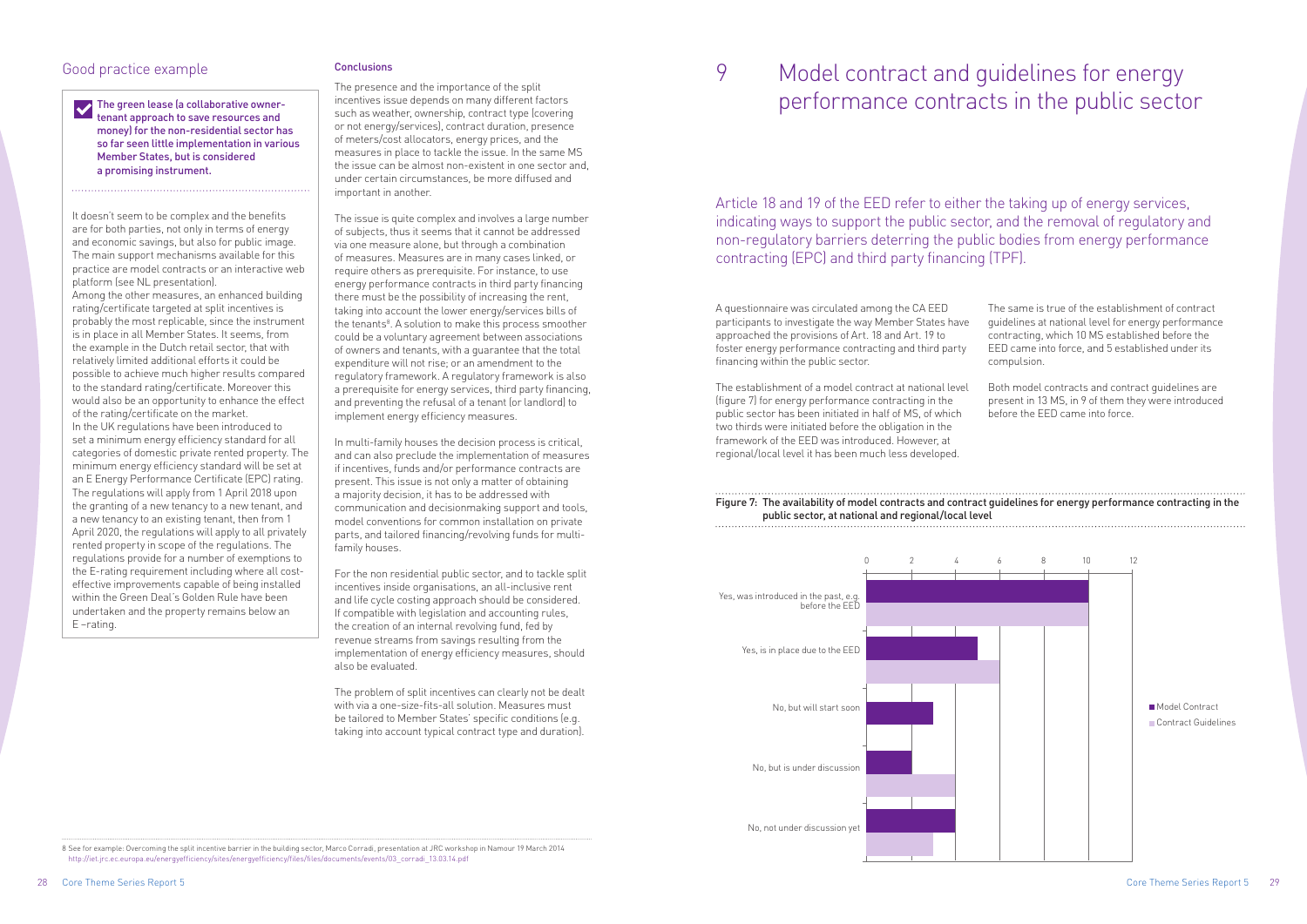## Good practice example

**The green lease (a collaborative owner-tenant approach to save resources and money) for the non-residential sector has so far seen little implementation in various Member States, but is considered a promising instrument.**

It doesn't seem to be complex and the benefits are for both parties, not only in terms of energy and economic savings, but also for public image. The main support mechanisms available for this practice are model contracts or an interactive web platform (see NL presentation).

Among the other measures, an enhanced building rating/certificate targeted at split incentives is probably the most replicable, since the instrument is in place in all Member States. It seems, from the example in the Dutch retail sector, that with relatively limited additional efforts it could be possible to achieve much higher results compared to the standard rating/certificate. Moreover this would also be an opportunity to enhance the effect of the rating/certificate on the market.

In the UK regulations have been introduced to set a minimum energy efficiency standard for all categories of domestic private rented property. The minimum energy efficiency standard will be set at an E Energy Performance Certificate (EPC) rating. The regulations will apply from 1 April 2018 upon the granting of a new tenancy to a new tenant, and a new tenancy to an existing tenant, then from 1 April 2020, the regulations will apply to all privately rented property in scope of the regulations. The regulations provide for a number of exemptions to the E-rating requirement including where all cost-effective improvements capable of being installed within the Green Deal's Golden Rule have been undertaken and the property remains below an E –rating.

### Conclusions

The presence and the importance of the split incentives issue depends on many different factors such as weather, ownership, contract type (covering or not energy/services), contract duration, presence of meters/cost allocators, energy prices, and the measures in place to tackle the issue. In the same MS the issue can be almost non-existent in one sector and, under certain circumstances, be more diffused and important in another.

The issue is quite complex and involves a large number of subjects, thus it seems that it cannot be addressed via one measure alone, but through a combination of measures. Measures are in many cases linked, or require others as prerequisite. For instance, to use energy performance contracts in third party financing there must be the possibility of increasing the rent, taking into account the lower energy/services bills of the tenants[8]. A solution to make this process smoother could be a voluntary agreement between associations of owners and tenants, with a guarantee that the total expenditure will not rise; or an amendment to the regulatory framework. A regulatory framework is also a prerequisite for energy services, third party financing, and preventing the refusal of a tenant (or landlord) to implement energy efficiency measures.

In multi-family houses the decision process is critical, and can also preclude the implementation of measures if incentives, funds and/or performance contracts are present. This issue is not only a matter of obtaining a majority decision, it has to be addressed with communication and decisionmaking support and tools, model conventions for common installation on private parts, and tailored financing/revolving funds for multi-family houses.

For the non residential public sector, and to tackle split incentives inside organisations, an all-inclusive rent and life cycle costing approach should be considered. If compatible with legislation and accounting rules, the creation of an internal revolving fund, fed by revenue streams from savings resulting from the implementation of energy efficiency measures, should also be evaluated.

The problem of split incentives can clearly not be dealt with via a one-size-fits-all solution. Measures must be tailored to Member States' specific conditions (e.g. taking into account typical contract type and duration).

8 See for example: Overcoming the split incentive barrier in the building sector, Marco Corradi, presentation at JRC workshop in Namour 19 March 2014 http://iet.jrc.ec.europa.eu/energyefficiency/sites/energyefficiency/files/files/documents/events/03_corradi_13.03.14.pdf

# 9 Model contract and guidelines for energy performance contracts in the public sector

Article 18 and 19 of the EED refer to either the taking up of energy services, indicating ways to support the public sector, and the removal of regulatory and non-regulatory barriers deterring the public bodies from energy performance contracting (EPC) and third party financing (TPF).

A questionnaire was circulated among the CA EED participants to investigate the way Member States have approached the provisions of Art. 18 and Art. 19 to foster energy performance contracting and third party financing within the public sector.

The establishment of a model contract at national level (figure 7) for energy performance contracting in the public sector has been initiated in half of MS, of which two thirds were initiated before the obligation in the framework of the EED was introduced. However, at regional/local level it has been much less developed.

The same is true of the establishment of contract guidelines at national level for energy performance contracting, which 10 MS established before the EED came into force, and 5 established under its compulsion.

Both model contracts and contract guidelines are present in 13 MS, in 9 of them they were introduced before the EED came into force.

Figure 7: The availability of model contracts and contract guidelines for energy performance contracting in the public sector, at national and regional/local level

| | Model Contract | Contract Guidelines |
|---|---|---|
| Yes, was introduced in the past, e.g. before the EED | 10 | 10 |
| Yes, is in place due to the EED | 5 | 6 |
| No, but will start soon | 3 | 0 |
| No, but is under discussion | 2 | 4 |
| No, not under discussion yet | 4 | 3 |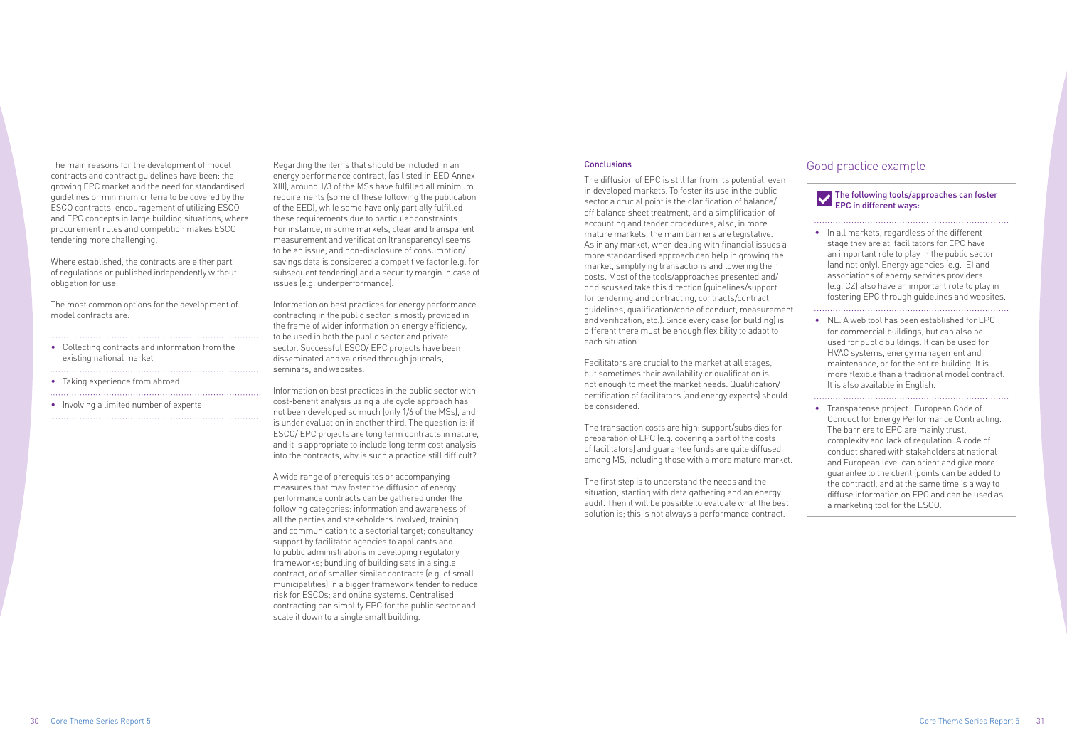The main reasons for the development of model contracts and contract guidelines have been: the growing EPC market and the need for standardised guidelines or minimum criteria to be covered by the ESCO contracts; encouragement of utilizing ESCO and EPC concepts in large building situations, where procurement rules and competition makes ESCO tendering more challenging.

Where established, the contracts are either part of regulations or published independently without obligation for use.

The most common options for the development of model contracts are:

- Collecting contracts and information from the existing national market
- Taking experience from abroad
- Involving a limited number of experts

Regarding the items that should be included in an energy performance contract, (as listed in EED Annex XIII), around 1/3 of the MSs have fulfilled all minimum requirements (some of these following the publication of the EED), while some have only partially fulfilled these requirements due to particular constraints. For instance, in some markets, clear and transparent measurement and verification (transparency) seems to be an issue; and non-disclosure of consumption/ savings data is considered a competitive factor (e.g. for subsequent tendering) and a security margin in case of issues (e.g. underperformance).

Information on best practices for energy performance contracting in the public sector is mostly provided in the frame of wider information on energy efficiency, to be used in both the public sector and private sector. Successful ESCO/ EPC projects have been disseminated and valorised through journals, seminars, and websites.

Information on best practices in the public sector with cost-benefit analysis using a life cycle approach has not been developed so much (only 1/6 of the MSs), and is under evaluation in another third. The question is: if ESCO/ EPC projects are long term contracts in nature, and it is appropriate to include long term cost analysis into the contracts, why is such a practice still difficult?

A wide range of prerequisites or accompanying measures that may foster the diffusion of energy performance contracts can be gathered under the following categories: information and awareness of all the parties and stakeholders involved; training and communication to a sectorial target; consultancy support by facilitator agencies to applicants and to public administrations in developing regulatory frameworks; bundling of building sets in a single contract, or of smaller similar contracts (e.g. of small municipalities) in a bigger framework tender to reduce risk for ESCOs; and online systems. Centralised contracting can simplify EPC for the public sector and scale it down to a single small building.

### Conclusions

The diffusion of EPC is still far from its potential, even in developed markets. To foster its use in the public sector a crucial point is the clarification of balance/ off balance sheet treatment, and a simplification of accounting and tender procedures; also, in more mature markets, the main barriers are legislative. As in any market, when dealing with financial issues a more standardised approach can help in growing the market, simplifying transactions and lowering their costs. Most of the tools/approaches presented and/ or discussed take this direction (guidelines/support for tendering and contracting, contracts/contract guidelines, qualification/code of conduct, measurement and verification, etc.). Since every case (or building) is different there must be enough flexibility to adapt to each situation.

Facilitators are crucial to the market at all stages, but sometimes their availability or qualification is not enough to meet the market needs. Qualification/ certification of facilitators (and energy experts) should be considered.

The transaction costs are high: support/subsidies for preparation of EPC (e.g. covering a part of the costs of facilitators) and guarantee funds are quite diffused among MS, including those with a more mature market.

The first step is to understand the needs and the situation, starting with data gathering and an energy audit. Then it will be possible to evaluate what the best solution is; this is not always a performance contract.

## Good practice example

**The following tools/approaches can foster EPC in different ways:**

- In all markets, regardless of the different stage they are at, facilitators for EPC have an important role to play in the public sector (and not only). Energy agencies (e.g. IE) and associations of energy services providers (e.g. CZ) also have an important role to play in fostering EPC through guidelines and websites.
- NL: A web tool has been established for EPC for commercial buildings, but can also be used for public buildings. It can be used for HVAC systems, energy management and maintenance, or for the entire building. It is more flexible than a traditional model contract. It is also available in English.
- Transparense project: European Code of Conduct for Energy Performance Contracting. The barriers to EPC are mainly trust, complexity and lack of regulation. A code of conduct shared with stakeholders at national and European level can orient and give more guarantee to the client (points can be added to the contract), and at the same time is a way to diffuse information on EPC and can be used as a marketing tool for the ESCO.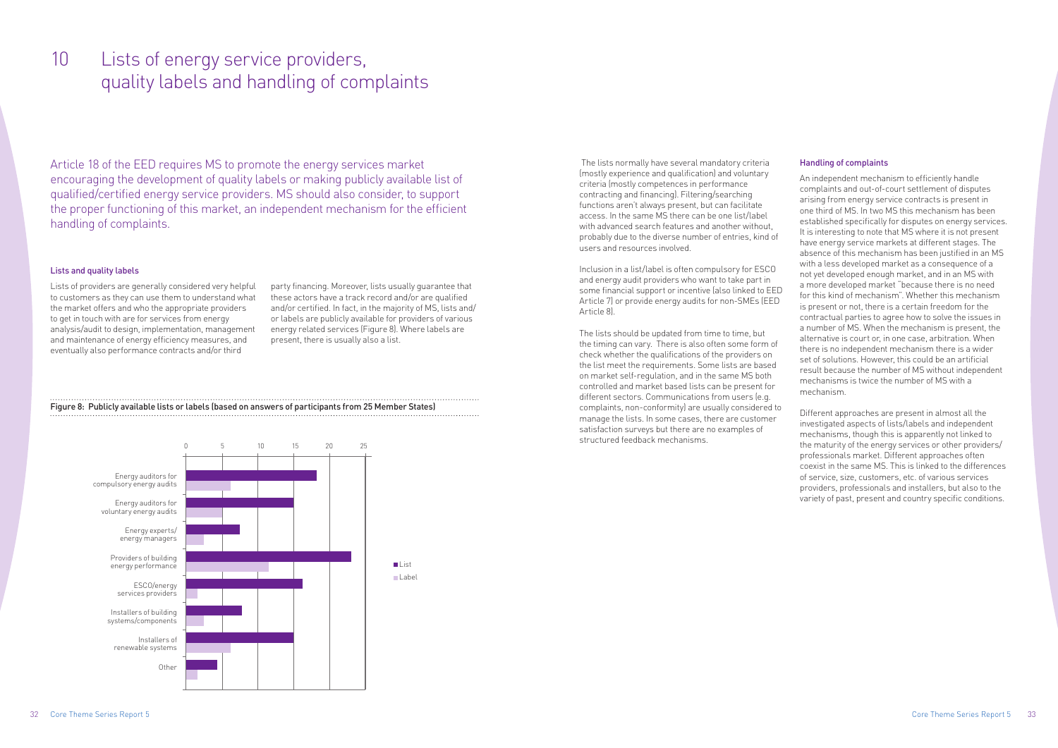# 10 Lists of energy service providers, quality labels and handling of complaints

Article 18 of the EED requires MS to promote the energy services market encouraging the development of quality labels or making publicly available list of qualified/certified energy service providers. MS should also consider, to support the proper functioning of this market, an independent mechanism for the efficient handling of complaints.

### Lists and quality labels

Lists of providers are generally considered very helpful to customers as they can use them to understand what the market offers and who the appropriate providers to get in touch with are for services from energy analysis/audit to design, implementation, management and maintenance of energy efficiency measures, and eventually also performance contracts and/or third party financing. Moreover, lists usually guarantee that these actors have a track record and/or are qualified and/or certified. In fact, in the majority of MS, lists and/or labels are publicly available for providers of various energy related services (Figure 8). Where labels are present, there is usually also a list.

Figure 8: Publicly available lists or labels (based on answers of participants from 25 Member States)

| Category | List | Label |
|---|---|---|
| Energy auditors for compulsory energy audits | 18 | 6 |
| Energy auditors for voluntary energy audits | 15 | 5 |
| Energy experts/ energy managers | 7 | 2 |
| Providers of building energy performance | 23 | 11 |
| ESCO/energy services providers | 16 | 1 |
| Installers of building systems/components | 8 | 2 |
| Installers of renewable systems | 15 | 6 |
| Other | 4 | 1 |

The lists normally have several mandatory criteria (mostly experience and qualification) and voluntary criteria (mostly competences in performance contracting and financing). Filtering/searching functions aren't always present, but can facilitate access. In the same MS there can be one list/label with advanced search features and another without, probably due to the diverse number of entries, kind of users and resources involved.

Inclusion in a list/label is often compulsory for ESCO and energy audit providers who want to take part in some financial support or incentive (also linked to EED Article 7) or provide energy audits for non-SMEs (EED Article 8).

The lists should be updated from time to time, but the timing can vary. There is also often some form of check whether the qualifications of the providers on the list meet the requirements. Some lists are based on market self-regulation, and in the same MS both controlled and market based lists can be present for different sectors. Communications from users (e.g. complaints, non-conformity) are usually considered to manage the lists. In some cases, there are customer satisfaction surveys but there are no examples of structured feedback mechanisms.

### Handling of complaints

An independent mechanism to efficiently handle complaints and out-of-court settlement of disputes arising from energy service contracts is present in one third of MS. In two MS this mechanism has been established specifically for disputes on energy services. It is interesting to note that MS where it is not present have energy service markets at different stages. The absence of this mechanism has been justified in an MS with a less developed market as a consequence of a not yet developed enough market, and in an MS with a more developed market "because there is no need for this kind of mechanism". Whether this mechanism is present or not, there is a certain freedom for the contractual parties to agree how to solve the issues in a number of MS. When the mechanism is present, the alternative is court or, in one case, arbitration. When there is no independent mechanism there is a wider set of solutions. However, this could be an artificial result because the number of MS without independent mechanisms is twice the number of MS with a mechanism.

Different approaches are present in almost all the investigated aspects of lists/labels and independent mechanisms, though this is apparently not linked to the maturity of the energy services or other providers/ professionals market. Different approaches often coexist in the same MS. This is linked to the differences of service, size, customers, etc. of various services providers, professionals and installers, but also to the variety of past, present and country specific conditions.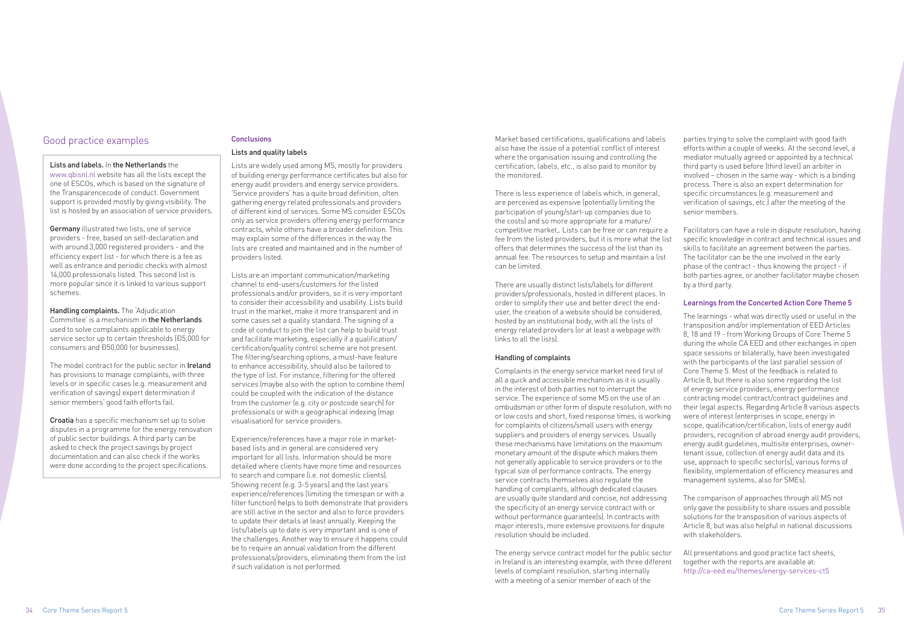## Good practice examples

**Lists and labels.** In **the Netherlands** the www.qbisnl.nl website has all the lists except the one of ESCOs, which is based on the signature of the Transparencecode of conduct. Government support is provided mostly by giving visibility. The list is hosted by an association of service providers.

**Germany** illustrated two lists, one of service providers - free, based on self-declaration and with around 3,000 registered providers - and the efficiency expert list - for which there is a fee as well as entrance and periodic checks with almost 14,000 professionals listed. This second list is more popular since it is linked to various support schemes.

**Handling complaints.** The 'Adjudication Committee' is a mechanism in **the Netherlands** used to solve complaints applicable to energy service sector up to certain thresholds (Ð5,000 for consumers and Ð50,000 for businesses).

The model contract for the public sector in **Ireland** has provisions to manage complaints, with three levels or in specific cases (e.g. measurement and verification of savings) expert determination if senior members' good faith efforts fail.

**Croatia** has a specific mechanism set up to solve disputes in a programme for the energy renovation of public sector buildings. A third party can be asked to check the project savings by project documentation and can also check if the works were done according to the project specifications.

### Conclusions

#### Lists and quality labels

Lists are widely used among MS, mostly for providers of building energy performance certificates but also for energy audit providers and energy service providers. 'Service providers' has a quite broad definition, often gathering energy related professionals and providers of different kind of services. Some MS consider ESCOs only as service providers offering energy performance contracts, while others have a broader definition. This may explain some of the differences in the way the lists are created and maintained and in the number of providers listed.

Lists are an important communication/marketing channel to end-users/customers for the listed professionals and/or providers, so it is very important to consider their accessibility and usability. Lists build trust in the market, make it more transparent and in some cases set a quality standard. The signing of a code of conduct to join the list can help to build trust and facilitate marketing, especially if a qualification/certification/quality control scheme are not present. The filtering/searching options, a must-have feature to enhance accessibility, should also be tailored to the type of list. For instance, filtering for the offered services (maybe also with the option to combine them) could be coupled with the indication of the distance from the customer (e.g. city or postcode search) for professionals or with a geographical indexing (map visualisation) for service providers.

Experience/references have a major role in market-based lists and in general are considered very important for all lists. Information should be more detailed where clients have more time and resources to search and compare (i.e. not domestic clients). Showing recent (e.g. 3-5 years) and the last years' experience/references (limiting the timespan or with a filter function) helps to both demonstrate that providers are still active in the sector and also to force providers to update their details at least annually. Keeping the lists/labels up to date is very important and is one of the challenges. Another way to ensure it happens could be to require an annual validation from the different professionals/providers, eliminating them from the list if such validation is not performed.

Market based certifications, qualifications and labels also have the issue of a potential conflict of interest where the organisation issuing and controlling the certification, labels, etc., is also paid to monitor by the monitored.

There is less experience of labels which, in general, are perceived as expensive (potentially limiting the participation of young/start-up companies due to the costs) and so more appropriate for a mature/competitive market,. Lists can be free or can require a fee from the listed providers, but it is more what the list offers that determines the success of the list than its annual fee. The resources to setup and maintain a list can be limited.

There are usually distinct lists/labels for different providers/professionals, hosted in different places. In order to simplify their use and better direct the end-user, the creation of a website should be considered, hosted by an institutional body, with all the lists of energy related providers (or at least a webpage with links to all the lists).

#### Handling of complaints

Complaints in the energy service market need first of all a quick and accessible mechanism as it is usually in the interest of both parties not to interrupt the service. The experience of some MS on the use of an ombudsman or other form of dispute resolution, with no or low costs and short, fixed response times, is working for complaints of citizens/small users with energy suppliers and providers of energy services. Usually these mechanisms have limitations on the maximum monetary amount of the dispute which makes them not generally applicable to service providers or to the typical size of performance contracts. The energy service contracts themselves also regulate the handling of complaints, although dedicated clauses are usually quite standard and concise, not addressing the specificity of an energy service contract with or without performance guarantee(s). In contracts with major interests, more extensive provisions for dispute resolution should be included.

The energy service contract model for the public sector in Ireland is an interesting example, with three different levels of complaint resolution, starting internally with a meeting of a senior member of each of the parties trying to solve the complaint with good faith efforts within a couple of weeks. At the second level, a mediator mutually agreed or appointed by a technical third party is used before (third level) an arbiter in involved – chosen in the same way - which is a binding process. There is also an expert determination for specific circumstances (e.g. measurement and verification of savings, etc.) after the meeting of the senior members.

Facilitators can have a role in dispute resolution, having specific knowledge in contract and technical issues and skills to facilitate an agreement between the parties. The facilitator can be the one involved in the early phase of the contract - thus knowing the project - if both parties agree, or another facilitator maybe chosen by a third party.

### Learnings from the Concerted Action Core Theme 5

The learnings - what was directly used or useful in the transposition and/or implementation of EED Articles 8, 18 and 19 - from Working Groups of Core Theme 5 during the whole CA EED and other exchanges in open space sessions or bilaterally, have been investigated with the participants of the last parallel session of Core Theme 5. Most of the feedback is related to Article 8, but there is also some regarding the list of energy service providers, energy performance contracting model contract/contract guidelines and their legal aspects. Regarding Article 8 various aspects were of interest (enterprises in scope, energy in scope, qualification/certification, lists of energy audit providers, recognition of abroad energy audit providers, energy audit guidelines, multisite enterprises, owner-tenant issue, collection of energy audit data and its use, approach to specific sector(s), various forms of flexibility, implementation of efficiency measures and management systems, also for SMEs).

The comparison of approaches through all MS not only gave the possibility to share issues and possible solutions for the transposition of various aspects of Article 8, but was also helpful in national discussions with stakeholders.

All presentations and good practice fact sheets, together with the reports are available at: http://ca-eed.eu/themes/energy-services-ct5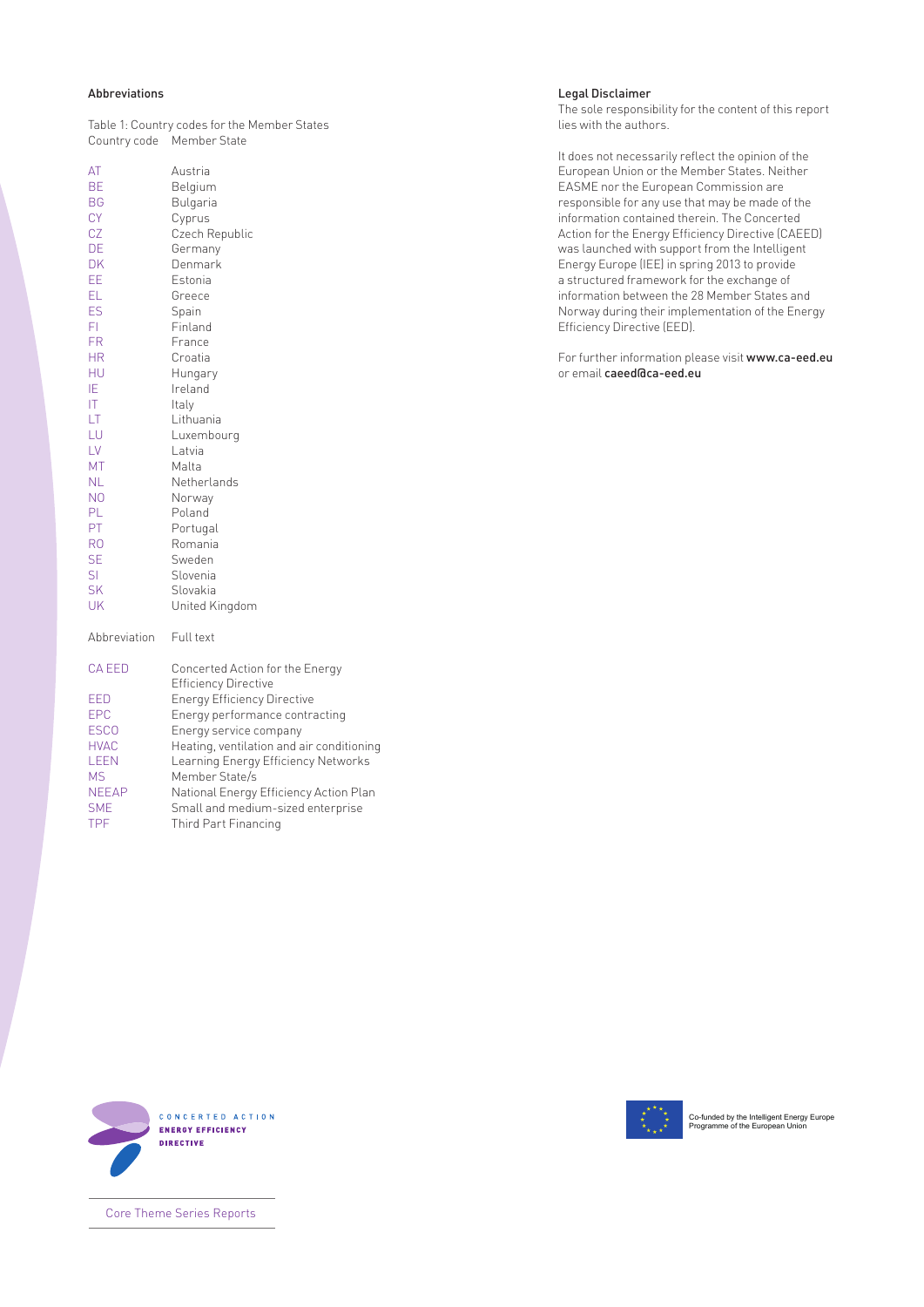## Abbreviations

Table 1: Country codes for the Member States

| Country code | Member State |
|---|---|
| AT | Austria |
| BE | Belgium |
| BG | Bulgaria |
| CY | Cyprus |
| CZ | Czech Republic |
| DE | Germany |
| DK | Denmark |
| EE | Estonia |
| EL | Greece |
| ES | Spain |
| FI | Finland |
| FR | France |
| HR | Croatia |
| HU | Hungary |
| IE | Ireland |
| IT | Italy |
| LT | Lithuania |
| LU | Luxembourg |
| LV | Latvia |
| MT | Malta |
| NL | Netherlands |
| NO | Norway |
| PL | Poland |
| PT | Portugal |
| RO | Romania |
| SE | Sweden |
| SI | Slovenia |
| SK | Slovakia |
| UK | United Kingdom |

| Abbreviation | Full text |
|---|---|
| CA EED | Concerted Action for the Energy Efficiency Directive |
| EED | Energy Efficiency Directive |
| EPC | Energy performance contracting |
| ESCO | Energy service company |
| HVAC | Heating, ventilation and air conditioning |
| LEEN | Learning Energy Efficiency Networks |
| MS | Member State/s |
| NEEAP | National Energy Efficiency Action Plan |
| SME | Small and medium-sized enterprise |
| TPF | Third Part Financing |

## Legal Disclaimer

The sole responsibility for the content of this report lies with the authors.

It does not necessarily reflect the opinion of the European Union or the Member States. Neither EASME nor the European Commission are responsible for any use that may be made of the information contained therein. The Concerted Action for the Energy Efficiency Directive (CAEED) was launched with support from the Intelligent Energy Europe (IEE) in spring 2013 to provide a structured framework for the exchange of information between the 28 Member States and Norway during their implementation of the Energy Efficiency Directive (EED).

For further information please visit **www.ca-eed.eu** or email **caeed@ca-eed.eu**

CONCERTED ACTION
ENERGY EFFICIENCY
DIRECTIVE

Core Theme Series Reports

Co-funded by the Intelligent Energy Europe Programme of the European Union